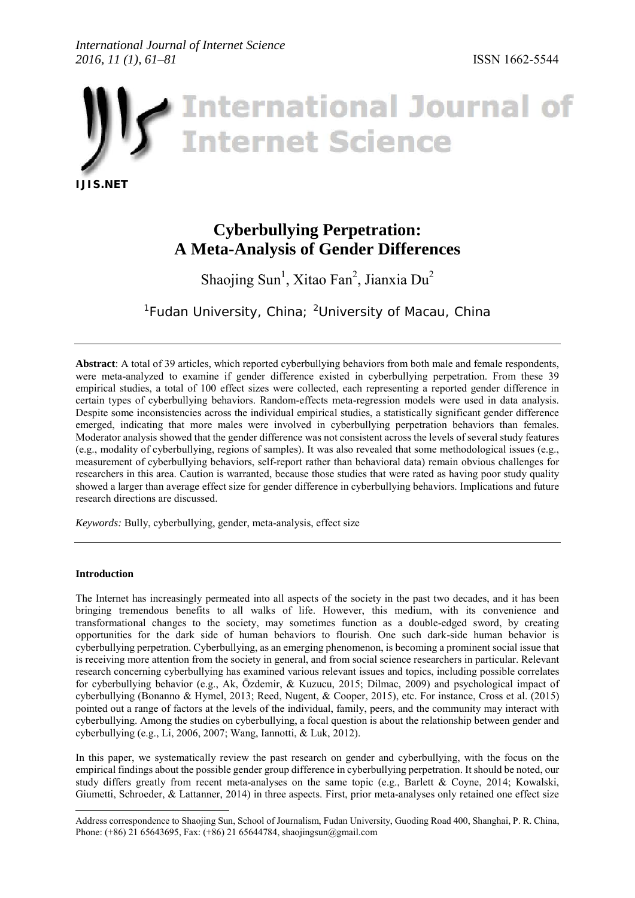# Cyberbullying Perpetration: A Meta-Analysis of Gender Differences

Shaojing Sun[1], Xitao Fan[2], Jianxia Du[2]

[1]Fudan University, China; [2]University of Macau, China

**Abstract**: A total of 39 articles, which reported cyberbullying behaviors from both male and female respondents, were meta-analyzed to examine if gender difference existed in cyberbullying perpetration. From these 39 empirical studies, a total of 100 effect sizes were collected, each representing a reported gender difference in certain types of cyberbullying behaviors. Random-effects meta-regression models were used in data analysis. Despite some inconsistencies across the individual empirical studies, a statistically significant gender difference emerged, indicating that more males were involved in cyberbullying perpetration behaviors than females. Moderator analysis showed that the gender difference was not consistent across the levels of several study features (e.g., modality of cyberbullying, regions of samples). It was also revealed that some methodological issues (e.g., measurement of cyberbullying behaviors, self-report rather than behavioral data) remain obvious challenges for researchers in this area. Caution is warranted, because those studies that were rated as having poor study quality showed a larger than average effect size for gender difference in cyberbullying behaviors. Implications and future research directions are discussed.

*Keywords:* Bully, cyberbullying, gender, meta-analysis, effect size

## Introduction

The Internet has increasingly permeated into all aspects of the society in the past two decades, and it has been bringing tremendous benefits to all walks of life. However, this medium, with its convenience and transformational changes to the society, may sometimes function as a double-edged sword, by creating opportunities for the dark side of human behaviors to flourish. One such dark-side human behavior is cyberbullying perpetration. Cyberbullying, as an emerging phenomenon, is becoming a prominent social issue that is receiving more attention from the society in general, and from social science researchers in particular. Relevant research concerning cyberbullying has examined various relevant issues and topics, including possible correlates for cyberbullying behavior (e.g., Ak, Özdemir, & Kuzucu, 2015; Dilmac, 2009) and psychological impact of cyberbullying (Bonanno & Hymel, 2013; Reed, Nugent, & Cooper, 2015), etc. For instance, Cross et al. (2015) pointed out a range of factors at the levels of the individual, family, peers, and the community may interact with cyberbullying. Among the studies on cyberbullying, a focal question is about the relationship between gender and cyberbullying (e.g., Li, 2006, 2007; Wang, Iannotti, & Luk, 2012).

In this paper, we systematically review the past research on gender and cyberbullying, with the focus on the empirical findings about the possible gender group difference in cyberbullying perpetration. It should be noted, our study differs greatly from recent meta-analyses on the same topic (e.g., Barlett & Coyne, 2014; Kowalski, Giumetti, Schroeder, & Lattanner, 2014) in three aspects. First, prior meta-analyses only retained one effect size

---

Address correspondence to Shaojing Sun, School of Journalism, Fudan University, Guoding Road 400, Shanghai, P. R. China, Phone: (+86) 21 65643695, Fax: (+86) 21 65644784, shaojingsun@gmail.com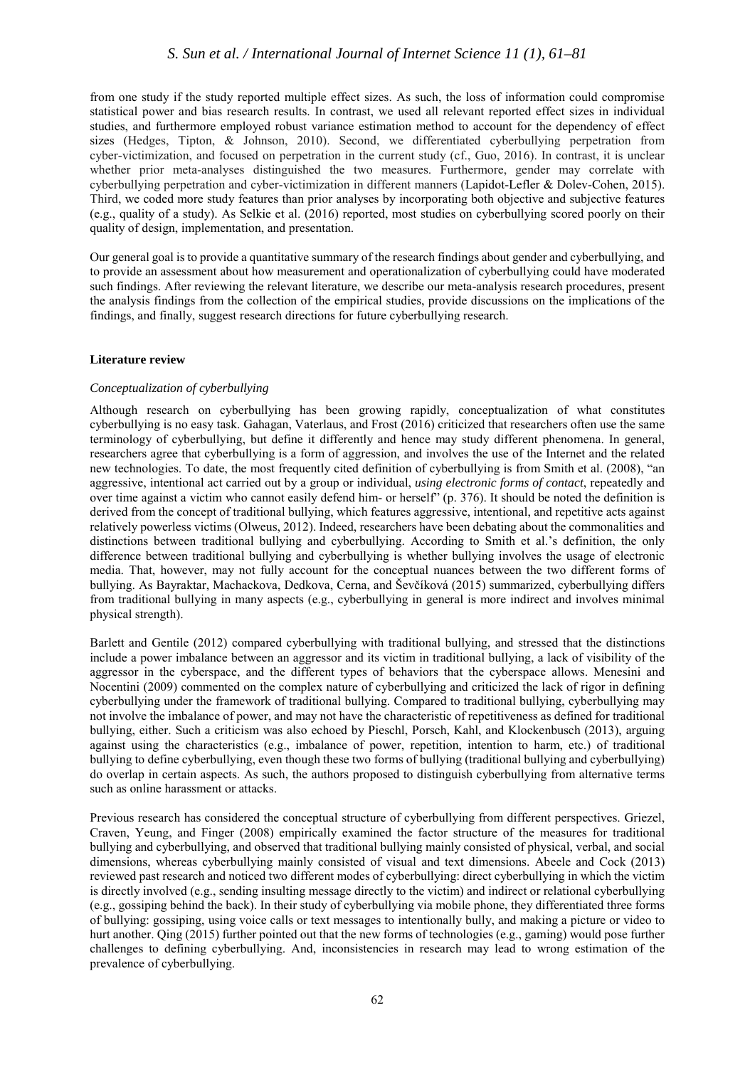from one study if the study reported multiple effect sizes. As such, the loss of information could compromise statistical power and bias research results. In contrast, we used all relevant reported effect sizes in individual studies, and furthermore employed robust variance estimation method to account for the dependency of effect sizes (Hedges, Tipton, & Johnson, 2010). Second, we differentiated cyberbullying perpetration from cyber-victimization, and focused on perpetration in the current study (cf., Guo, 2016). In contrast, it is unclear whether prior meta-analyses distinguished the two measures. Furthermore, gender may correlate with cyberbullying perpetration and cyber-victimization in different manners (Lapidot-Lefler & Dolev-Cohen, 2015). Third, we coded more study features than prior analyses by incorporating both objective and subjective features (e.g., quality of a study). As Selkie et al. (2016) reported, most studies on cyberbullying scored poorly on their quality of design, implementation, and presentation.

Our general goal is to provide a quantitative summary of the research findings about gender and cyberbullying, and to provide an assessment about how measurement and operationalization of cyberbullying could have moderated such findings. After reviewing the relevant literature, we describe our meta-analysis research procedures, present the analysis findings from the collection of the empirical studies, provide discussions on the implications of the findings, and finally, suggest research directions for future cyberbullying research.

## Literature review

### *Conceptualization of cyberbullying*

Although research on cyberbullying has been growing rapidly, conceptualization of what constitutes cyberbullying is no easy task. Gahagan, Vaterlaus, and Frost (2016) criticized that researchers often use the same terminology of cyberbullying, but define it differently and hence may study different phenomena. In general, researchers agree that cyberbullying is a form of aggression, and involves the use of the Internet and the related new technologies. To date, the most frequently cited definition of cyberbullying is from Smith et al. (2008), "an aggressive, intentional act carried out by a group or individual, *using electronic forms of contact*, repeatedly and over time against a victim who cannot easily defend him- or herself" (p. 376). It should be noted the definition is derived from the concept of traditional bullying, which features aggressive, intentional, and repetitive acts against relatively powerless victims (Olweus, 2012). Indeed, researchers have been debating about the commonalities and distinctions between traditional bullying and cyberbullying. According to Smith et al.'s definition, the only difference between traditional bullying and cyberbullying is whether bullying involves the usage of electronic media. That, however, may not fully account for the conceptual nuances between the two different forms of bullying. As Bayraktar, Machackova, Dedkova, Cerna, and Ševčíková (2015) summarized, cyberbullying differs from traditional bullying in many aspects (e.g., cyberbullying in general is more indirect and involves minimal physical strength).

Barlett and Gentile (2012) compared cyberbullying with traditional bullying, and stressed that the distinctions include a power imbalance between an aggressor and its victim in traditional bullying, a lack of visibility of the aggressor in the cyberspace, and the different types of behaviors that the cyberspace allows. Menesini and Nocentini (2009) commented on the complex nature of cyberbullying and criticized the lack of rigor in defining cyberbullying under the framework of traditional bullying. Compared to traditional bullying, cyberbullying may not involve the imbalance of power, and may not have the characteristic of repetitiveness as defined for traditional bullying, either. Such a criticism was also echoed by Pieschl, Porsch, Kahl, and Klockenbusch (2013), arguing against using the characteristics (e.g., imbalance of power, repetition, intention to harm, etc.) of traditional bullying to define cyberbullying, even though these two forms of bullying (traditional bullying and cyberbullying) do overlap in certain aspects. As such, the authors proposed to distinguish cyberbullying from alternative terms such as online harassment or attacks.

Previous research has considered the conceptual structure of cyberbullying from different perspectives. Griezel, Craven, Yeung, and Finger (2008) empirically examined the factor structure of the measures for traditional bullying and cyberbullying, and observed that traditional bullying mainly consisted of physical, verbal, and social dimensions, whereas cyberbullying mainly consisted of visual and text dimensions. Abeele and Cock (2013) reviewed past research and noticed two different modes of cyberbullying: direct cyberbullying in which the victim is directly involved (e.g., sending insulting message directly to the victim) and indirect or relational cyberbullying (e.g., gossiping behind the back). In their study of cyberbullying via mobile phone, they differentiated three forms of bullying: gossiping, using voice calls or text messages to intentionally bully, and making a picture or video to hurt another. Qing (2015) further pointed out that the new forms of technologies (e.g., gaming) would pose further challenges to defining cyberbullying. And, inconsistencies in research may lead to wrong estimation of the prevalence of cyberbullying.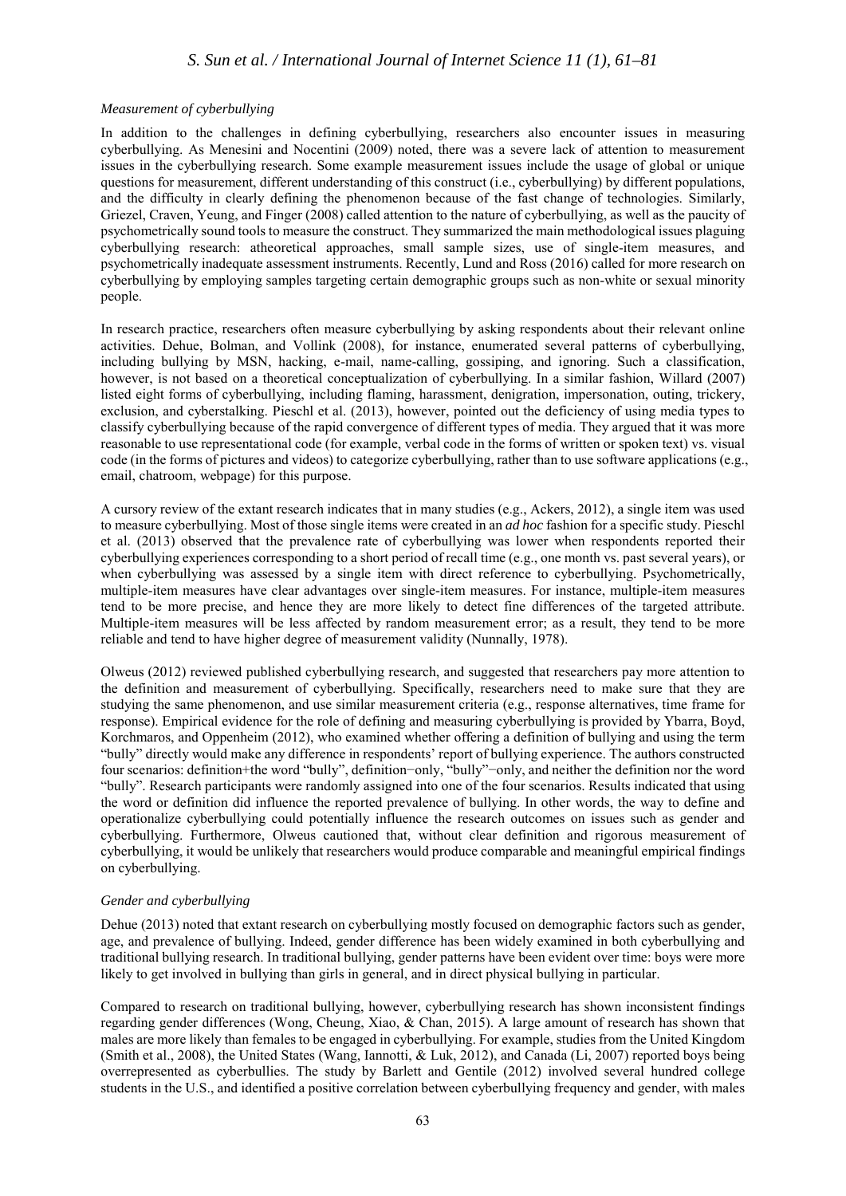*Measurement of cyberbullying*

In addition to the challenges in defining cyberbullying, researchers also encounter issues in measuring cyberbullying. As Menesini and Nocentini (2009) noted, there was a severe lack of attention to measurement issues in the cyberbullying research. Some example measurement issues include the usage of global or unique questions for measurement, different understanding of this construct (i.e., cyberbullying) by different populations, and the difficulty in clearly defining the phenomenon because of the fast change of technologies. Similarly, Griezel, Craven, Yeung, and Finger (2008) called attention to the nature of cyberbullying, as well as the paucity of psychometrically sound tools to measure the construct. They summarized the main methodological issues plaguing cyberbullying research: atheoretical approaches, small sample sizes, use of single-item measures, and psychometrically inadequate assessment instruments. Recently, Lund and Ross (2016) called for more research on cyberbullying by employing samples targeting certain demographic groups such as non-white or sexual minority people.

In research practice, researchers often measure cyberbullying by asking respondents about their relevant online activities. Dehue, Bolman, and Vollink (2008), for instance, enumerated several patterns of cyberbullying, including bullying by MSN, hacking, e-mail, name-calling, gossiping, and ignoring. Such a classification, however, is not based on a theoretical conceptualization of cyberbullying. In a similar fashion, Willard (2007) listed eight forms of cyberbullying, including flaming, harassment, denigration, impersonation, outing, trickery, exclusion, and cyberstalking. Pieschl et al. (2013), however, pointed out the deficiency of using media types to classify cyberbullying because of the rapid convergence of different types of media. They argued that it was more reasonable to use representational code (for example, verbal code in the forms of written or spoken text) vs. visual code (in the forms of pictures and videos) to categorize cyberbullying, rather than to use software applications (e.g., email, chatroom, webpage) for this purpose.

A cursory review of the extant research indicates that in many studies (e.g., Ackers, 2012), a single item was used to measure cyberbullying. Most of those single items were created in an *ad hoc* fashion for a specific study. Pieschl et al. (2013) observed that the prevalence rate of cyberbullying was lower when respondents reported their cyberbullying experiences corresponding to a short period of recall time (e.g., one month vs. past several years), or when cyberbullying was assessed by a single item with direct reference to cyberbullying. Psychometrically, multiple-item measures have clear advantages over single-item measures. For instance, multiple-item measures tend to be more precise, and hence they are more likely to detect fine differences of the targeted attribute. Multiple-item measures will be less affected by random measurement error; as a result, they tend to be more reliable and tend to have higher degree of measurement validity (Nunnally, 1978).

Olweus (2012) reviewed published cyberbullying research, and suggested that researchers pay more attention to the definition and measurement of cyberbullying. Specifically, researchers need to make sure that they are studying the same phenomenon, and use similar measurement criteria (e.g., response alternatives, time frame for response). Empirical evidence for the role of defining and measuring cyberbullying is provided by Ybarra, Boyd, Korchmaros, and Oppenheim (2012), who examined whether offering a definition of bullying and using the term "bully" directly would make any difference in respondents' report of bullying experience. The authors constructed four scenarios: definition+the word "bully", definition−only, "bully"−only, and neither the definition nor the word "bully". Research participants were randomly assigned into one of the four scenarios. Results indicated that using the word or definition did influence the reported prevalence of bullying. In other words, the way to define and operationalize cyberbullying could potentially influence the research outcomes on issues such as gender and cyberbullying. Furthermore, Olweus cautioned that, without clear definition and rigorous measurement of cyberbullying, it would be unlikely that researchers would produce comparable and meaningful empirical findings on cyberbullying.

*Gender and cyberbullying*

Dehue (2013) noted that extant research on cyberbullying mostly focused on demographic factors such as gender, age, and prevalence of bullying. Indeed, gender difference has been widely examined in both cyberbullying and traditional bullying research. In traditional bullying, gender patterns have been evident over time: boys were more likely to get involved in bullying than girls in general, and in direct physical bullying in particular.

Compared to research on traditional bullying, however, cyberbullying research has shown inconsistent findings regarding gender differences (Wong, Cheung, Xiao, & Chan, 2015). A large amount of research has shown that males are more likely than females to be engaged in cyberbullying. For example, studies from the United Kingdom (Smith et al., 2008), the United States (Wang, Iannotti, & Luk, 2012), and Canada (Li, 2007) reported boys being overrepresented as cyberbullies. The study by Barlett and Gentile (2012) involved several hundred college students in the U.S., and identified a positive correlation between cyberbullying frequency and gender, with males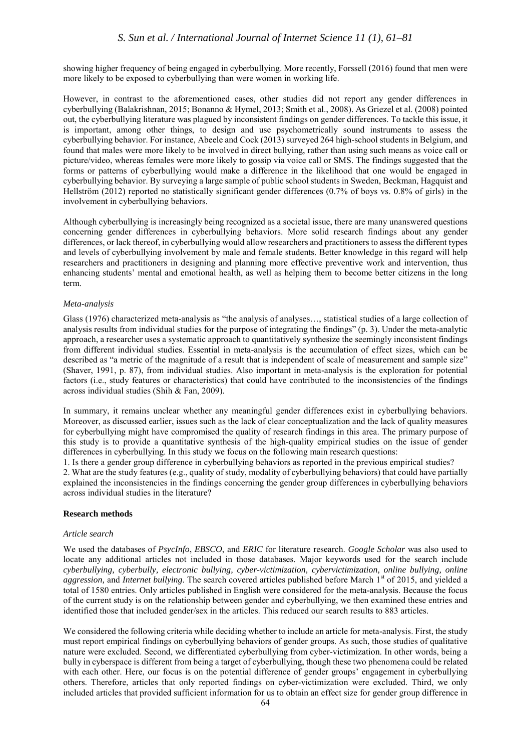showing higher frequency of being engaged in cyberbullying. More recently, Forssell (2016) found that men were more likely to be exposed to cyberbullying than were women in working life.

However, in contrast to the aforementioned cases, other studies did not report any gender differences in cyberbullying (Balakrishnan, 2015; Bonanno & Hymel, 2013; Smith et al., 2008). As Griezel et al. (2008) pointed out, the cyberbullying literature was plagued by inconsistent findings on gender differences. To tackle this issue, it is important, among other things, to design and use psychometrically sound instruments to assess the cyberbullying behavior. For instance, Abeele and Cock (2013) surveyed 264 high-school students in Belgium, and found that males were more likely to be involved in direct bullying, rather than using such means as voice call or picture/video, whereas females were more likely to gossip via voice call or SMS. The findings suggested that the forms or patterns of cyberbullying would make a difference in the likelihood that one would be engaged in cyberbullying behavior. By surveying a large sample of public school students in Sweden, Beckman, Hagquist and Hellström (2012) reported no statistically significant gender differences (0.7% of boys vs. 0.8% of girls) in the involvement in cyberbullying behaviors.

Although cyberbullying is increasingly being recognized as a societal issue, there are many unanswered questions concerning gender differences in cyberbullying behaviors. More solid research findings about any gender differences, or lack thereof, in cyberbullying would allow researchers and practitioners to assess the different types and levels of cyberbullying involvement by male and female students. Better knowledge in this regard will help researchers and practitioners in designing and planning more effective preventive work and intervention, thus enhancing students' mental and emotional health, as well as helping them to become better citizens in the long term.

### *Meta-analysis*

Glass (1976) characterized meta-analysis as "the analysis of analyses…, statistical studies of a large collection of analysis results from individual studies for the purpose of integrating the findings" (p. 3). Under the meta-analytic approach, a researcher uses a systematic approach to quantitatively synthesize the seemingly inconsistent findings from different individual studies. Essential in meta-analysis is the accumulation of effect sizes, which can be described as "a metric of the magnitude of a result that is independent of scale of measurement and sample size" (Shaver, 1991, p. 87), from individual studies. Also important in meta-analysis is the exploration for potential factors (i.e., study features or characteristics) that could have contributed to the inconsistencies of the findings across individual studies (Shih & Fan, 2009).

In summary, it remains unclear whether any meaningful gender differences exist in cyberbullying behaviors. Moreover, as discussed earlier, issues such as the lack of clear conceptualization and the lack of quality measures for cyberbullying might have compromised the quality of research findings in this area. The primary purpose of this study is to provide a quantitative synthesis of the high-quality empirical studies on the issue of gender differences in cyberbullying. In this study we focus on the following main research questions:

1. Is there a gender group difference in cyberbullying behaviors as reported in the previous empirical studies?
2. What are the study features (e.g., quality of study, modality of cyberbullying behaviors) that could have partially explained the inconsistencies in the findings concerning the gender group differences in cyberbullying behaviors across individual studies in the literature?

## Research methods

### *Article search*

We used the databases of *PsycInfo*, *EBSCO*, and *ERIC* for literature research. *Google Scholar* was also used to locate any additional articles not included in those databases. Major keywords used for the search include *cyberbullying, cyberbully, electronic bullying, cyber-victimization, cybervictimization, online bullying, online aggression,* and *Internet bullying*. The search covered articles published before March 1st of 2015, and yielded a total of 1580 entries. Only articles published in English were considered for the meta-analysis. Because the focus of the current study is on the relationship between gender and cyberbullying, we then examined these entries and identified those that included gender/sex in the articles. This reduced our search results to 883 articles.

We considered the following criteria while deciding whether to include an article for meta-analysis. First, the study must report empirical findings on cyberbullying behaviors of gender groups. As such, those studies of qualitative nature were excluded. Second, we differentiated cyberbullying from cyber-victimization. In other words, being a bully in cyberspace is different from being a target of cyberbullying, though these two phenomena could be related with each other. Here, our focus is on the potential difference of gender groups' engagement in cyberbullying others. Therefore, articles that only reported findings on cyber-victimization were excluded. Third, we only included articles that provided sufficient information for us to obtain an effect size for gender group difference in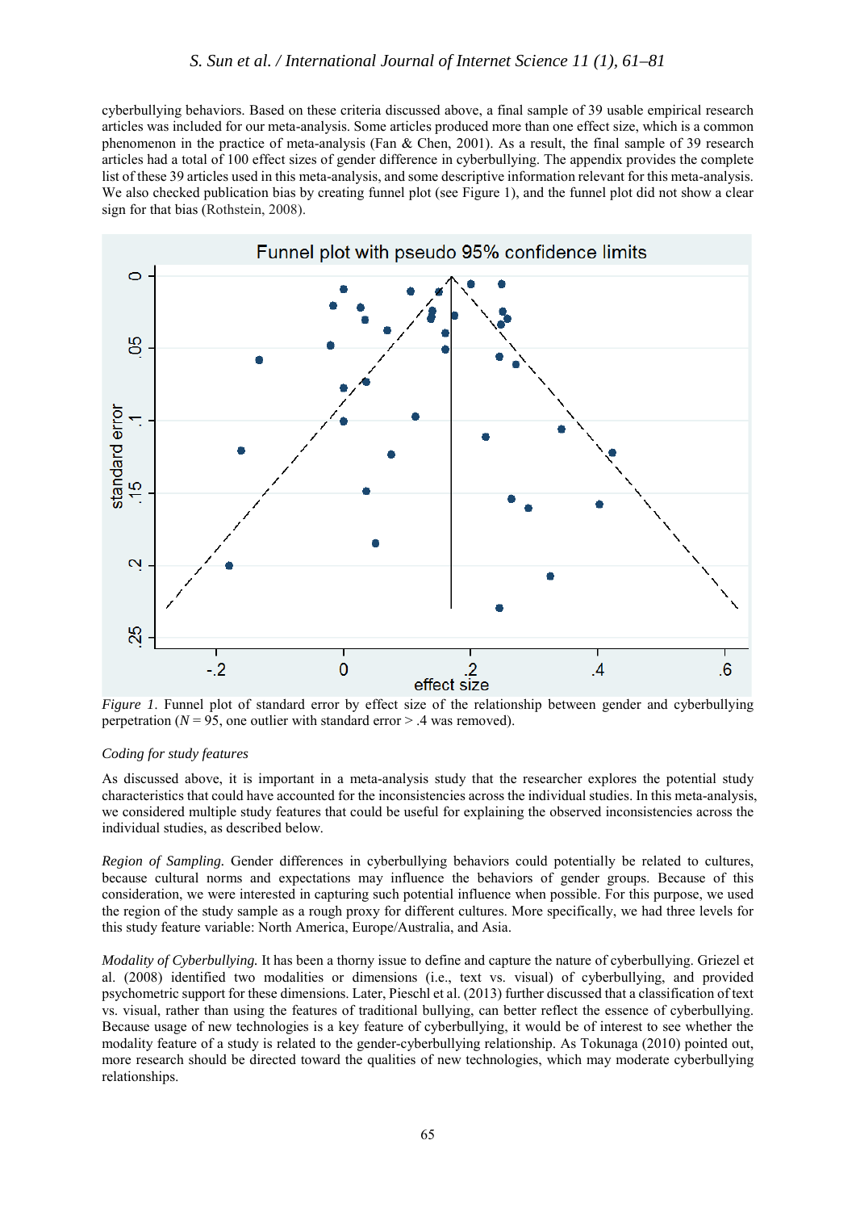cyberbullying behaviors. Based on these criteria discussed above, a final sample of 39 usable empirical research articles was included for our meta-analysis. Some articles produced more than one effect size, which is a common phenomenon in the practice of meta-analysis (Fan & Chen, 2001). As a result, the final sample of 39 research articles had a total of 100 effect sizes of gender difference in cyberbullying. The appendix provides the complete list of these 39 articles used in this meta-analysis, and some descriptive information relevant for this meta-analysis. We also checked publication bias by creating funnel plot (see Figure 1), and the funnel plot did not show a clear sign for that bias (Rothstein, 2008).

*Figure 1*. Funnel plot of standard error by effect size of the relationship between gender and cyberbullying perpetration ($N = 95$, one outlier with standard error > .4 was removed).

*Coding for study features*

As discussed above, it is important in a meta-analysis study that the researcher explores the potential study characteristics that could have accounted for the inconsistencies across the individual studies. In this meta-analysis, we considered multiple study features that could be useful for explaining the observed inconsistencies across the individual studies, as described below.

*Region of Sampling*. Gender differences in cyberbullying behaviors could potentially be related to cultures, because cultural norms and expectations may influence the behaviors of gender groups. Because of this consideration, we were interested in capturing such potential influence when possible. For this purpose, we used the region of the study sample as a rough proxy for different cultures. More specifically, we had three levels for this study feature variable: North America, Europe/Australia, and Asia.

*Modality of Cyberbullying.* It has been a thorny issue to define and capture the nature of cyberbullying. Griezel et al. (2008) identified two modalities or dimensions (i.e., text vs. visual) of cyberbullying, and provided psychometric support for these dimensions. Later, Pieschl et al. (2013) further discussed that a classification of text vs. visual, rather than using the features of traditional bullying, can better reflect the essence of cyberbullying. Because usage of new technologies is a key feature of cyberbullying, it would be of interest to see whether the modality feature of a study is related to the gender-cyberbullying relationship. As Tokunaga (2010) pointed out, more research should be directed toward the qualities of new technologies, which may moderate cyberbullying relationships.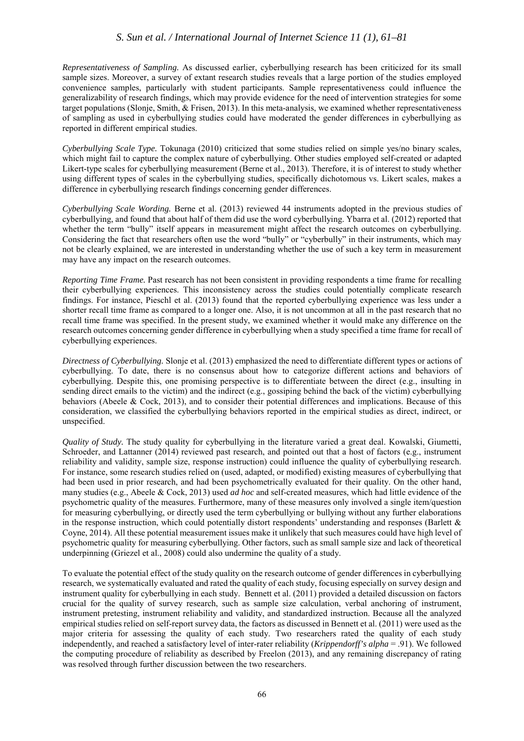*Representativeness of Sampling.* As discussed earlier, cyberbullying research has been criticized for its small sample sizes. Moreover, a survey of extant research studies reveals that a large portion of the studies employed convenience samples, particularly with student participants. Sample representativeness could influence the generalizability of research findings, which may provide evidence for the need of intervention strategies for some target populations (Slonje, Smith, & Frisen, 2013). In this meta-analysis, we examined whether representativeness of sampling as used in cyberbullying studies could have moderated the gender differences in cyberbullying as reported in different empirical studies.

*Cyberbullying Scale Type.* Tokunaga (2010) criticized that some studies relied on simple yes/no binary scales, which might fail to capture the complex nature of cyberbullying. Other studies employed self-created or adapted Likert-type scales for cyberbullying measurement (Berne et al., 2013). Therefore, it is of interest to study whether using different types of scales in the cyberbullying studies, specifically dichotomous vs. Likert scales, makes a difference in cyberbullying research findings concerning gender differences.

*Cyberbullying Scale Wording.* Berne et al. (2013) reviewed 44 instruments adopted in the previous studies of cyberbullying, and found that about half of them did use the word cyberbullying. Ybarra et al. (2012) reported that whether the term "bully" itself appears in measurement might affect the research outcomes on cyberbullying. Considering the fact that researchers often use the word "bully" or "cyberbully" in their instruments, which may not be clearly explained, we are interested in understanding whether the use of such a key term in measurement may have any impact on the research outcomes.

*Reporting Time Frame.* Past research has not been consistent in providing respondents a time frame for recalling their cyberbullying experiences. This inconsistency across the studies could potentially complicate research findings. For instance, Pieschl et al. (2013) found that the reported cyberbullying experience was less under a shorter recall time frame as compared to a longer one. Also, it is not uncommon at all in the past research that no recall time frame was specified. In the present study, we examined whether it would make any difference on the research outcomes concerning gender difference in cyberbullying when a study specified a time frame for recall of cyberbullying experiences.

*Directness of Cyberbullying.* Slonje et al. (2013) emphasized the need to differentiate different types or actions of cyberbullying. To date, there is no consensus about how to categorize different actions and behaviors of cyberbullying. Despite this, one promising perspective is to differentiate between the direct (e.g., insulting in sending direct emails to the victim) and the indirect (e.g., gossiping behind the back of the victim) cyberbullying behaviors (Abeele & Cock, 2013), and to consider their potential differences and implications. Because of this consideration, we classified the cyberbullying behaviors reported in the empirical studies as direct, indirect, or unspecified.

*Quality of Study.* The study quality for cyberbullying in the literature varied a great deal. Kowalski, Giumetti, Schroeder, and Lattanner (2014) reviewed past research, and pointed out that a host of factors (e.g., instrument reliability and validity, sample size, response instruction) could influence the quality of cyberbullying research. For instance, some research studies relied on (used, adapted, or modified) existing measures of cyberbullying that had been used in prior research, and had been psychometrically evaluated for their quality. On the other hand, many studies (e.g., Abeele & Cock, 2013) used *ad hoc* and self-created measures, which had little evidence of the psychometric quality of the measures. Furthermore, many of these measures only involved a single item/question for measuring cyberbullying, or directly used the term cyberbullying or bullying without any further elaborations in the response instruction, which could potentially distort respondents' understanding and responses (Barlett & Coyne, 2014). All these potential measurement issues make it unlikely that such measures could have high level of psychometric quality for measuring cyberbullying. Other factors, such as small sample size and lack of theoretical underpinning (Griezel et al., 2008) could also undermine the quality of a study.

To evaluate the potential effect of the study quality on the research outcome of gender differences in cyberbullying research, we systematically evaluated and rated the quality of each study, focusing especially on survey design and instrument quality for cyberbullying in each study. Bennett et al. (2011) provided a detailed discussion on factors crucial for the quality of survey research, such as sample size calculation, verbal anchoring of instrument, instrument pretesting, instrument reliability and validity, and standardized instruction. Because all the analyzed empirical studies relied on self-report survey data, the factors as discussed in Bennett et al. (2011) were used as the major criteria for assessing the quality of each study. Two researchers rated the quality of each study independently, and reached a satisfactory level of inter-rater reliability (*Krippendorff's alpha* = .91). We followed the computing procedure of reliability as described by Freelon (2013), and any remaining discrepancy of rating was resolved through further discussion between the two researchers.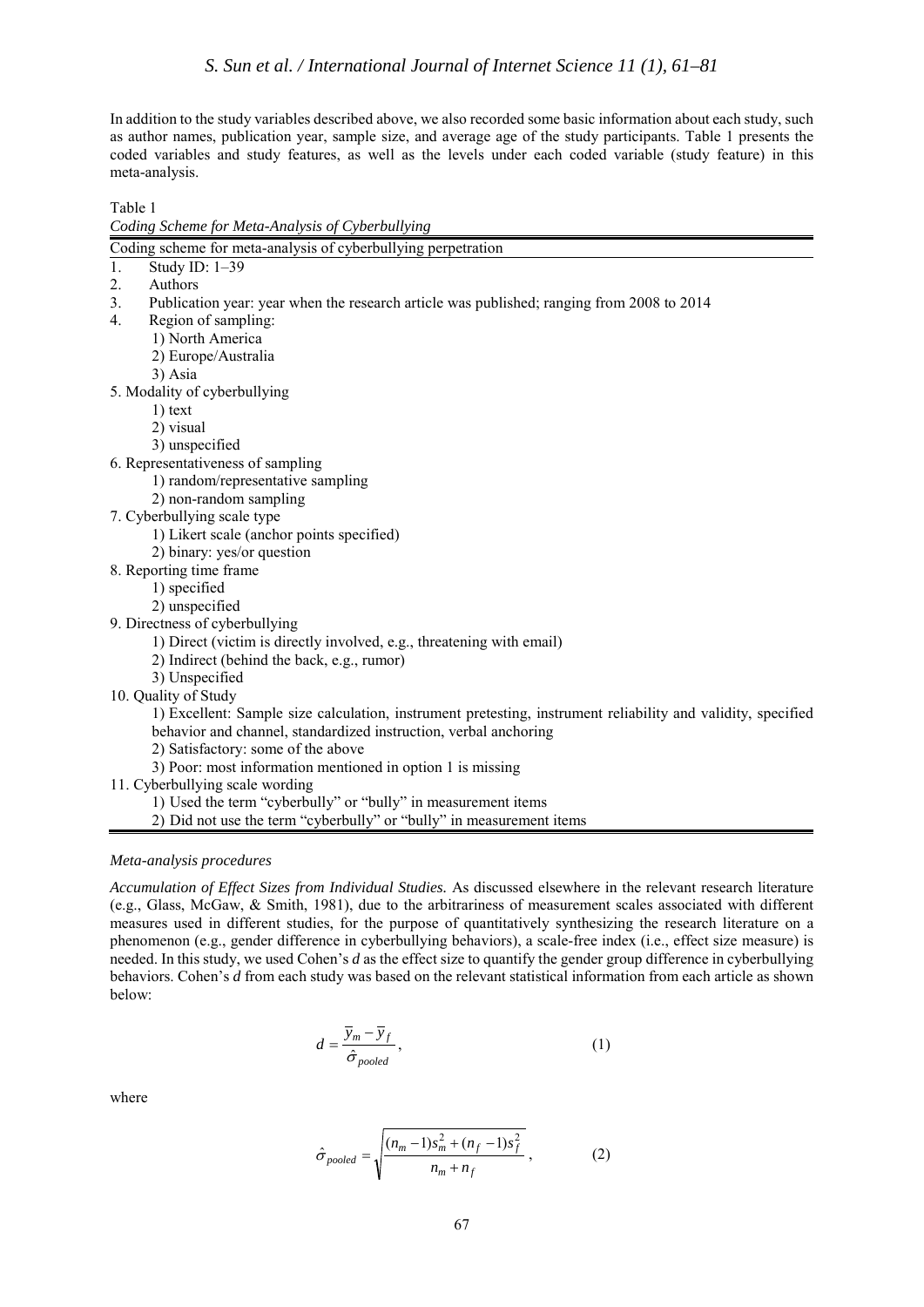In addition to the study variables described above, we also recorded some basic information about each study, such as author names, publication year, sample size, and average age of the study participants. Table 1 presents the coded variables and study features, as well as the levels under each coded variable (study feature) in this meta-analysis.

Table 1

*Coding Scheme for Meta-Analysis of Cyberbullying*

| Coding scheme for meta-analysis of cyberbullying perpetration |
|---|
| 1. Study ID: 1–39 |
| 2. Authors |
| 3. Publication year: year when the research article was published; ranging from 2008 to 2014 |
| 4. Region of sampling: |
| 1) North America |
| 2) Europe/Australia |
| 3) Asia |
| 5. Modality of cyberbullying |
| 1) text |
| 2) visual |
| 3) unspecified |
| 6. Representativeness of sampling |
| 1) random/representative sampling |
| 2) non-random sampling |
| 7. Cyberbullying scale type |
| 1) Likert scale (anchor points specified) |
| 2) binary: yes/or question |
| 8. Reporting time frame |
| 1) specified |
| 2) unspecified |
| 9. Directness of cyberbullying |
| 1) Direct (victim is directly involved, e.g., threatening with email) |
| 2) Indirect (behind the back, e.g., rumor) |
| 3) Unspecified |
| 10. Quality of Study |
| 1) Excellent: Sample size calculation, instrument pretesting, instrument reliability and validity, specified behavior and channel, standardized instruction, verbal anchoring |
| 2) Satisfactory: some of the above |
| 3) Poor: most information mentioned in option 1 is missing |
| 11. Cyberbullying scale wording |
| 1) Used the term "cyberbully" or "bully" in measurement items |
| 2) Did not use the term "cyberbully" or "bully" in measurement items |

*Meta-analysis procedures*

*Accumulation of Effect Sizes from Individual Studies.* As discussed elsewhere in the relevant research literature (e.g., Glass, McGaw, & Smith, 1981), due to the arbitrariness of measurement scales associated with different measures used in different studies, for the purpose of quantitatively synthesizing the research literature on a phenomenon (e.g., gender difference in cyberbullying behaviors), a scale-free index (i.e., effect size measure) is needed. In this study, we used Cohen's *d* as the effect size to quantify the gender group difference in cyberbullying behaviors. Cohen's *d* from each study was based on the relevant statistical information from each article as shown below:

$$d = \frac{\overline{y}_m - \overline{y}_f}{\hat{\sigma}_{pooled}}, \tag{1}$$

where

$$\hat{\sigma}_{pooled} = \sqrt{\frac{(n_m - 1)s_m^2 + (n_f - 1)s_f^2}{n_m + n_f}}, \tag{2}$$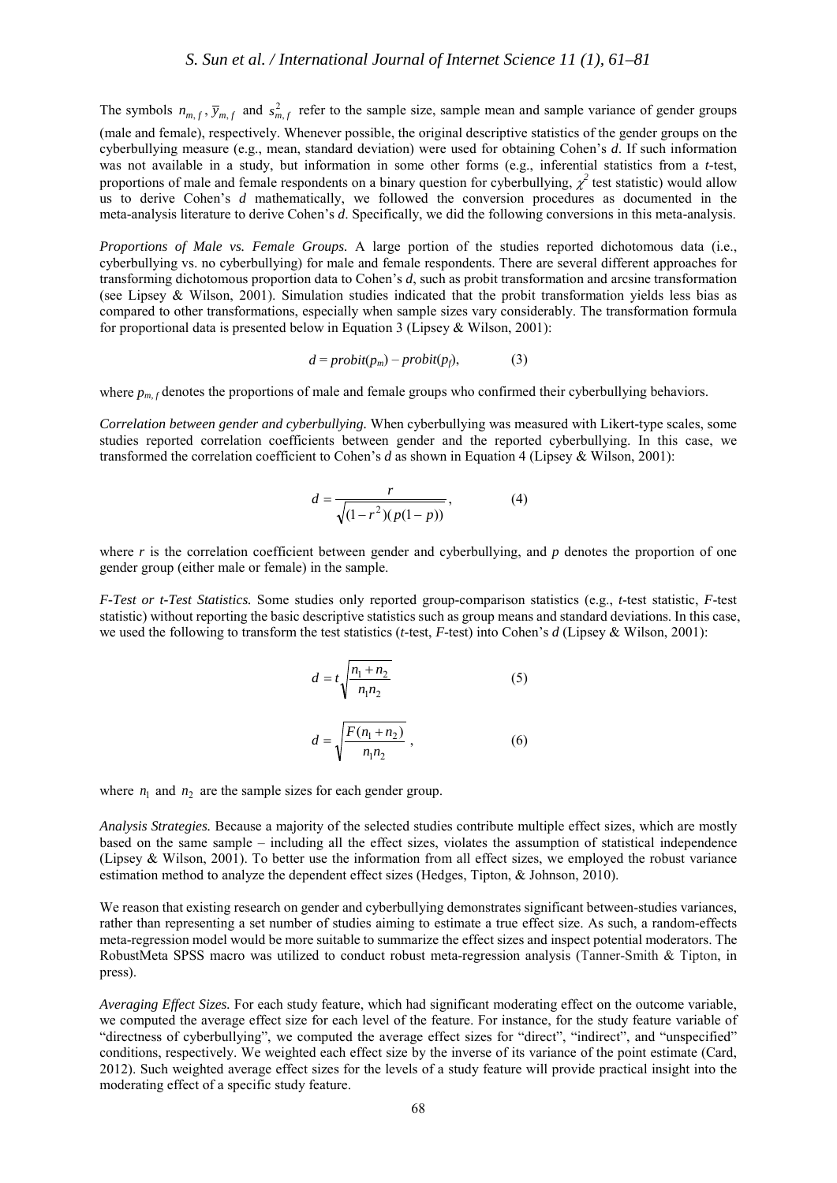The symbols $n_{m,f}$, $\bar{y}_{m,f}$ and $s^2_{m,f}$ refer to the sample size, sample mean and sample variance of gender groups (male and female), respectively. Whenever possible, the original descriptive statistics of the gender groups on the cyberbullying measure (e.g., mean, standard deviation) were used for obtaining Cohen's *d*. If such information was not available in a study, but information in some other forms (e.g., inferential statistics from a *t*-test, proportions of male and female respondents on a binary question for cyberbullying, $\chi^2$ test statistic) would allow us to derive Cohen's *d* mathematically, we followed the conversion procedures as documented in the meta-analysis literature to derive Cohen's *d*. Specifically, we did the following conversions in this meta-analysis.

*Proportions of Male vs. Female Groups.* A large portion of the studies reported dichotomous data (i.e., cyberbullying vs. no cyberbullying) for male and female respondents. There are several different approaches for transforming dichotomous proportion data to Cohen's *d*, such as probit transformation and arcsine transformation (see Lipsey & Wilson, 2001). Simulation studies indicated that the probit transformation yields less bias as compared to other transformations, especially when sample sizes vary considerably. The transformation formula for proportional data is presented below in Equation 3 (Lipsey & Wilson, 2001):

$$d = probit(p_m) - probit(p_f), \qquad (3)$$

where $p_{m,f}$ denotes the proportions of male and female groups who confirmed their cyberbullying behaviors.

*Correlation between gender and cyberbullying.* When cyberbullying was measured with Likert-type scales, some studies reported correlation coefficients between gender and the reported cyberbullying. In this case, we transformed the correlation coefficient to Cohen's *d* as shown in Equation 4 (Lipsey & Wilson, 2001):

$$d = \frac{r}{\sqrt{(1-r^2)(p(1-p))}}, \qquad (4)$$

where *r* is the correlation coefficient between gender and cyberbullying, and *p* denotes the proportion of one gender group (either male or female) in the sample.

*F-Test or t-Test Statistics.* Some studies only reported group-comparison statistics (e.g., *t*-test statistic, *F*-test statistic) without reporting the basic descriptive statistics such as group means and standard deviations. In this case, we used the following to transform the test statistics (*t*-test, *F*-test) into Cohen's *d* (Lipsey & Wilson, 2001):

$$d = t\sqrt{\frac{n_1 + n_2}{n_1 n_2}} \qquad (5)$$

$$d = \sqrt{\frac{F(n_1 + n_2)}{n_1 n_2}}, \qquad (6)$$

where $n_1$ and $n_2$ are the sample sizes for each gender group.

*Analysis Strategies.* Because a majority of the selected studies contribute multiple effect sizes, which are mostly based on the same sample – including all the effect sizes, violates the assumption of statistical independence (Lipsey & Wilson, 2001). To better use the information from all effect sizes, we employed the robust variance estimation method to analyze the dependent effect sizes (Hedges, Tipton, & Johnson, 2010).

We reason that existing research on gender and cyberbullying demonstrates significant between-studies variances, rather than representing a set number of studies aiming to estimate a true effect size. As such, a random-effects meta-regression model would be more suitable to summarize the effect sizes and inspect potential moderators. The RobustMeta SPSS macro was utilized to conduct robust meta-regression analysis (Tanner-Smith & Tipton, in press).

*Averaging Effect Sizes.* For each study feature, which had significant moderating effect on the outcome variable, we computed the average effect size for each level of the feature. For instance, for the study feature variable of "directness of cyberbullying", we computed the average effect sizes for "direct", "indirect", and "unspecified" conditions, respectively. We weighted each effect size by the inverse of its variance of the point estimate (Card, 2012). Such weighted average effect sizes for the levels of a study feature will provide practical insight into the moderating effect of a specific study feature.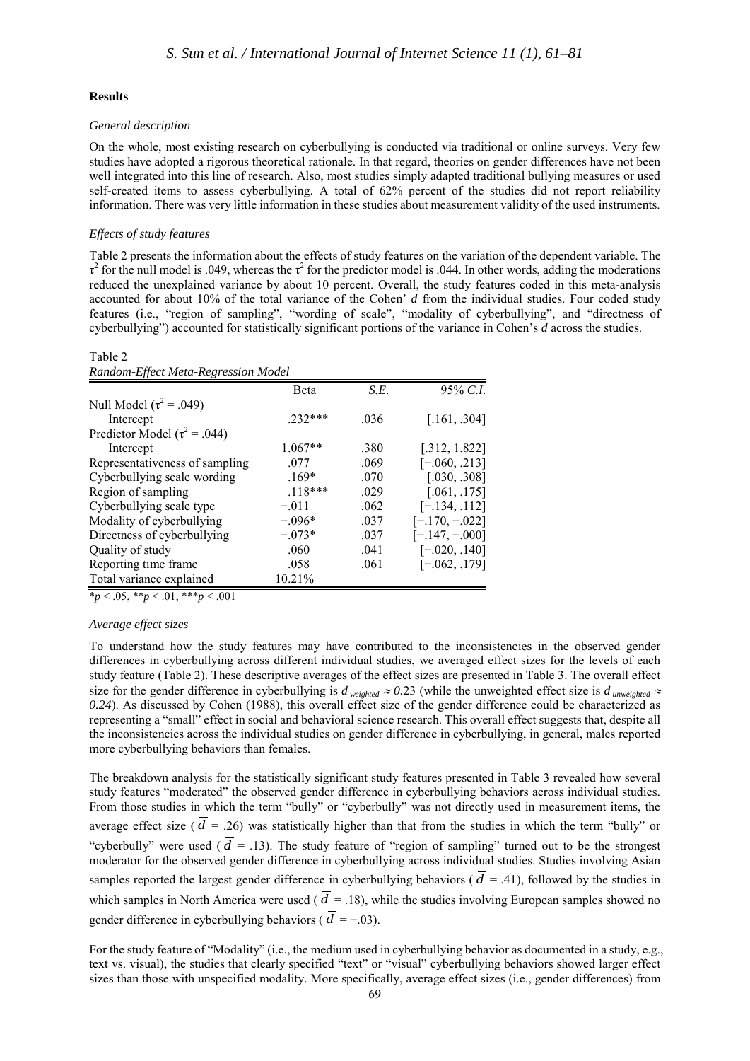## Results

### *General description*

On the whole, most existing research on cyberbullying is conducted via traditional or online surveys. Very few studies have adopted a rigorous theoretical rationale. In that regard, theories on gender differences have not been well integrated into this line of research. Also, most studies simply adapted traditional bullying measures or used self-created items to assess cyberbullying. A total of 62% percent of the studies did not report reliability information. There was very little information in these studies about measurement validity of the used instruments.

### *Effects of study features*

Table 2 presents the information about the effects of study features on the variation of the dependent variable. The $\tau^2$ for the null model is .049, whereas the $\tau^2$ for the predictor model is .044. In other words, adding the moderations reduced the unexplained variance by about 10 percent. Overall, the study features coded in this meta-analysis accounted for about 10% of the total variance of the Cohen' *d* from the individual studies. Four coded study features (i.e., "region of sampling", "wording of scale", "modality of cyberbullying", and "directness of cyberbullying") accounted for statistically significant portions of the variance in Cohen's *d* across the studies.

Table 2
*Random-Effect Meta-Regression Model*

| | Beta | *S.E.* | 95% *C.I.* |
|---|---|---|---|
| Null Model ($\tau^2$ = .049) | | | |
| Intercept | .232*** | .036 | [.161, .304] |
| Predictor Model ($\tau^2$ = .044) | | | |
| Intercept | 1.067** | .380 | [.312, 1.822] |
| Representativeness of sampling | .077 | .069 | [−.060, .213] |
| Cyberbullying scale wording | .169* | .070 | [.030, .308] |
| Region of sampling | .118*** | .029 | [.061, .175] |
| Cyberbullying scale type | −.011 | .062 | [−.134, .112] |
| Modality of cyberbullying | −.096* | .037 | [−.170, −.022] |
| Directness of cyberbullying | −.073* | .037 | [−.147, −.000] |
| Quality of study | .060 | .041 | [−.020, .140] |
| Reporting time frame | .058 | .061 | [−.062, .179] |
| Total variance explained | 10.21% | | |

*$p$ < .05, **$p$ < .01, ***$p$ < .001

### *Average effect sizes*

To understand how the study features may have contributed to the inconsistencies in the observed gender differences in cyberbullying across different individual studies, we averaged effect sizes for the levels of each study feature (Table 2). These descriptive averages of the effect sizes are presented in Table 3. The overall effect size for the gender difference in cyberbullying is $d_{weighted} \approx 0.23$ (while the unweighted effect size is $d_{unweighted} \approx 0.24$). As discussed by Cohen (1988), this overall effect size of the gender difference could be characterized as representing a "small" effect in social and behavioral science research. This overall effect suggests that, despite all the inconsistencies across the individual studies on gender difference in cyberbullying, in general, males reported more cyberbullying behaviors than females.

The breakdown analysis for the statistically significant study features presented in Table 3 revealed how several study features "moderated" the observed gender difference in cyberbullying behaviors across individual studies. From those studies in which the term "bully" or "cyberbully" was not directly used in measurement items, the average effect size ($\overline{d}$ = .26) was statistically higher than that from the studies in which the term "bully" or "cyberbully" were used ($\overline{d}$ = .13). The study feature of "region of sampling" turned out to be the strongest moderator for the observed gender difference in cyberbullying across individual studies. Studies involving Asian samples reported the largest gender difference in cyberbullying behaviors ($\overline{d}$ = .41), followed by the studies in which samples in North America were used ($\overline{d}$ = .18), while the studies involving European samples showed no gender difference in cyberbullying behaviors ($\overline{d}$ = −.03).

For the study feature of "Modality" (i.e., the medium used in cyberbullying behavior as documented in a study, e.g., text vs. visual), the studies that clearly specified "text" or "visual" cyberbullying behaviors showed larger effect sizes than those with unspecified modality. More specifically, average effect sizes (i.e., gender differences) from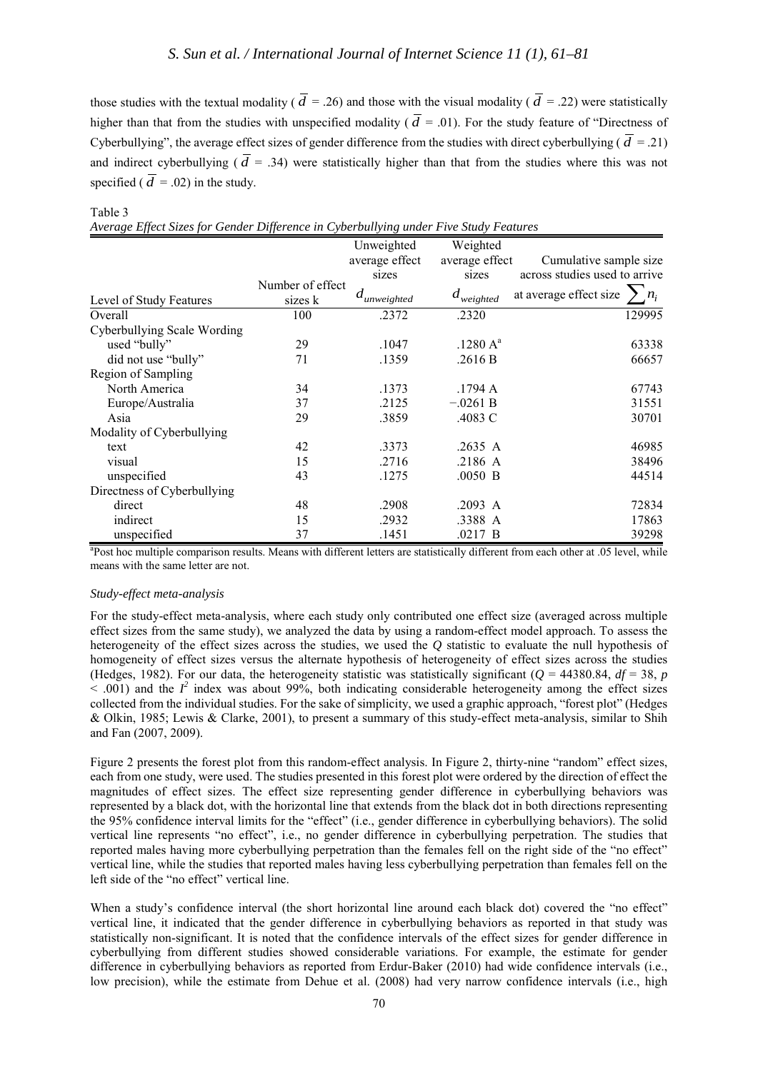those studies with the textual modality ($\overline{d}$ = .26) and those with the visual modality ($\overline{d}$ = .22) were statistically higher than that from the studies with unspecified modality ($\overline{d}$ = .01). For the study feature of "Directness of Cyberbullying", the average effect sizes of gender difference from the studies with direct cyberbullying ($\overline{d}$ = .21) and indirect cyberbullying ($\overline{d}$ = .34) were statistically higher than that from the studies where this was not specified ($\overline{d}$ = .02) in the study.

Table 3
*Average Effect Sizes for Gender Difference in Cyberbullying under Five Study Features*

| Level of Study Features | Number of effect sizes k | Unweighted average effect sizes $d_{unweighted}$ | Weighted average effect sizes $d_{weighted}$ | Cumulative sample size across studies used to arrive at average effect size $\sum n_i$ |
|---|---|---|---|---|
| Overall | 100 | .2372 | .2320 | 129995 |
| Cyberbullying Scale Wording | | | | |
| used "bully" | 29 | .1047 | .1280 A[a] | 63338 |
| did not use "bully" | 71 | .1359 | .2616 B | 66657 |
| Region of Sampling | | | | |
| North America | 34 | .1373 | .1794 A | 67743 |
| Europe/Australia | 37 | .2125 | −.0261 B | 31551 |
| Asia | 29 | .3859 | .4083 C | 30701 |
| Modality of Cyberbullying | | | | |
| text | 42 | .3373 | .2635 A | 46985 |
| visual | 15 | .2716 | .2186 A | 38496 |
| unspecified | 43 | .1275 | .0050 B | 44514 |
| Directness of Cyberbullying | | | | |
| direct | 48 | .2908 | .2093 A | 72834 |
| indirect | 15 | .2932 | .3388 A | 17863 |
| unspecified | 37 | .1451 | .0217 B | 39298 |

[a]Post hoc multiple comparison results. Means with different letters are statistically different from each other at .05 level, while means with the same letter are not.

*Study-effect meta-analysis*

For the study-effect meta-analysis, where each study only contributed one effect size (averaged across multiple effect sizes from the same study), we analyzed the data by using a random-effect model approach. To assess the heterogeneity of the effect sizes across the studies, we used the *Q* statistic to evaluate the null hypothesis of homogeneity of effect sizes versus the alternate hypothesis of heterogeneity of effect sizes across the studies (Hedges, 1982). For our data, the heterogeneity statistic was statistically significant ($Q$ = 44380.84, $df$ = 38, $p$ < .001) and the $I^2$ index was about 99%, both indicating considerable heterogeneity among the effect sizes collected from the individual studies. For the sake of simplicity, we used a graphic approach, "forest plot" (Hedges & Olkin, 1985; Lewis & Clarke, 2001), to present a summary of this study-effect meta-analysis, similar to Shih and Fan (2007, 2009).

Figure 2 presents the forest plot from this random-effect analysis. In Figure 2, thirty-nine "random" effect sizes, each from one study, were used. The studies presented in this forest plot were ordered by the direction of effect the magnitudes of effect sizes. The effect size representing gender difference in cyberbullying behaviors was represented by a black dot, with the horizontal line that extends from the black dot in both directions representing the 95% confidence interval limits for the "effect" (i.e., gender difference in cyberbullying behaviors). The solid vertical line represents "no effect", i.e., no gender difference in cyberbullying perpetration. The studies that reported males having more cyberbullying perpetration than the females fell on the right side of the "no effect" vertical line, while the studies that reported males having less cyberbullying perpetration than females fell on the left side of the "no effect" vertical line.

When a study's confidence interval (the short horizontal line around each black dot) covered the "no effect" vertical line, it indicated that the gender difference in cyberbullying behaviors as reported in that study was statistically non-significant. It is noted that the confidence intervals of the effect sizes for gender difference in cyberbullying from different studies showed considerable variations. For example, the estimate for gender difference in cyberbullying behaviors as reported from Erdur-Baker (2010) had wide confidence intervals (i.e., low precision), while the estimate from Dehue et al. (2008) had very narrow confidence intervals (i.e., high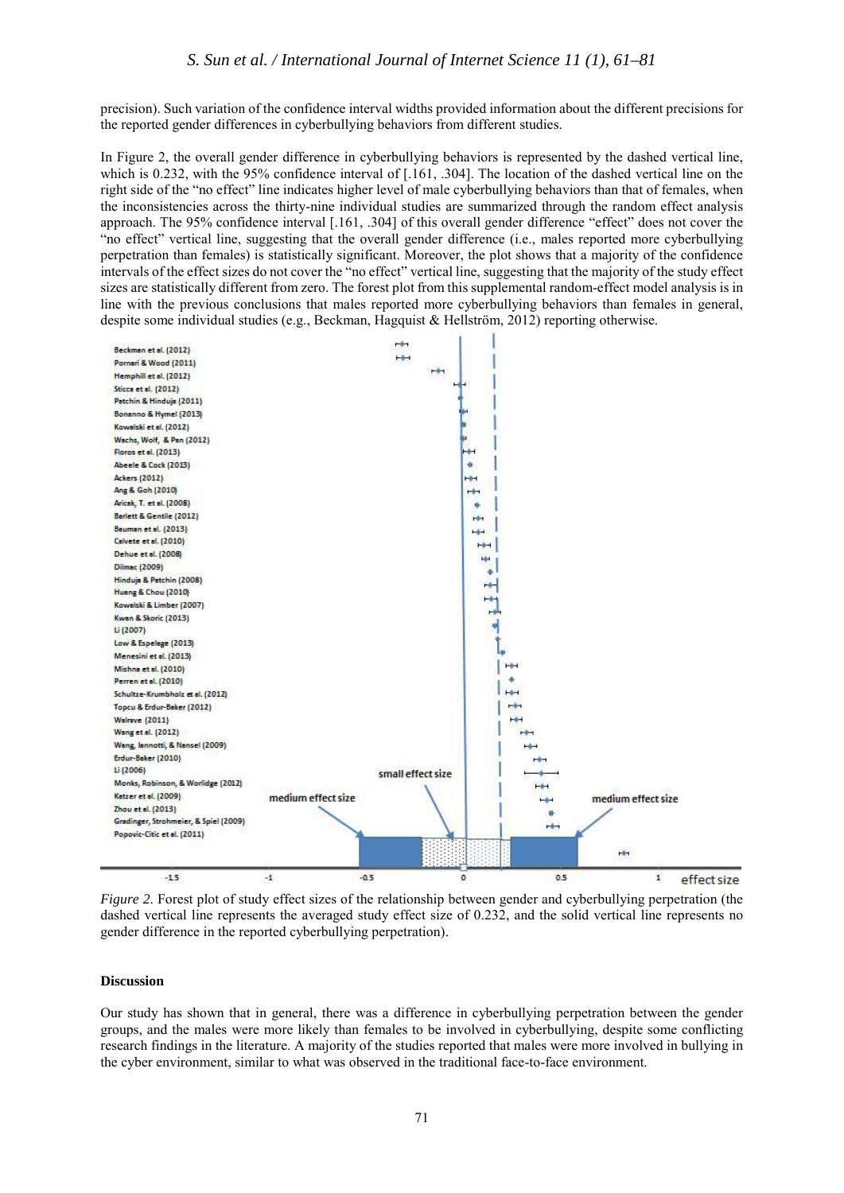precision). Such variation of the confidence interval widths provided information about the different precisions for the reported gender differences in cyberbullying behaviors from different studies.

In Figure 2, the overall gender difference in cyberbullying behaviors is represented by the dashed vertical line, which is 0.232, with the 95% confidence interval of [.161, .304]. The location of the dashed vertical line on the right side of the "no effect" line indicates higher level of male cyberbullying behaviors than that of females, when the inconsistencies across the thirty-nine individual studies are summarized through the random effect analysis approach. The 95% confidence interval [.161, .304] of this overall gender difference "effect" does not cover the "no effect" vertical line, suggesting that the overall gender difference (i.e., males reported more cyberbullying perpetration than females) is statistically significant. Moreover, the plot shows that a majority of the confidence intervals of the effect sizes do not cover the "no effect" vertical line, suggesting that the majority of the study effect sizes are statistically different from zero. The forest plot from this supplemental random-effect model analysis is in line with the previous conclusions that males reported more cyberbullying behaviors than females in general, despite some individual studies (e.g., Beckman, Hagquist & Hellström, 2012) reporting otherwise.

*Figure 2*. Forest plot of study effect sizes of the relationship between gender and cyberbullying perpetration (the dashed vertical line represents the averaged study effect size of 0.232, and the solid vertical line represents no gender difference in the reported cyberbullying perpetration).

**Discussion**

Our study has shown that in general, there was a difference in cyberbullying perpetration between the gender groups, and the males were more likely than females to be involved in cyberbullying, despite some conflicting research findings in the literature. A majority of the studies reported that males were more involved in bullying in the cyber environment, similar to what was observed in the traditional face-to-face environment.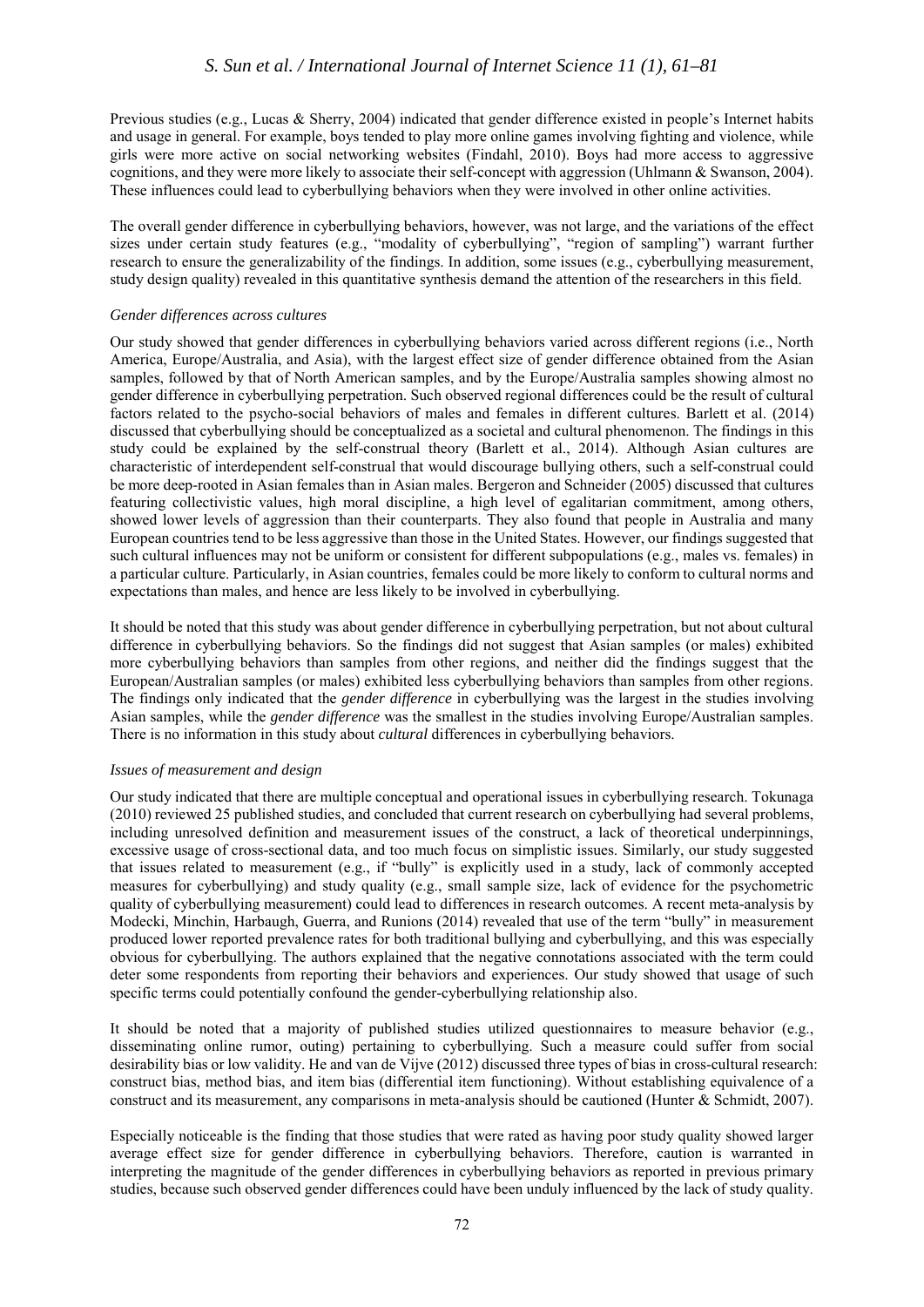Previous studies (e.g., Lucas & Sherry, 2004) indicated that gender difference existed in people's Internet habits and usage in general. For example, boys tended to play more online games involving fighting and violence, while girls were more active on social networking websites (Findahl, 2010). Boys had more access to aggressive cognitions, and they were more likely to associate their self-concept with aggression (Uhlmann & Swanson, 2004). These influences could lead to cyberbullying behaviors when they were involved in other online activities.

The overall gender difference in cyberbullying behaviors, however, was not large, and the variations of the effect sizes under certain study features (e.g., "modality of cyberbullying", "region of sampling") warrant further research to ensure the generalizability of the findings. In addition, some issues (e.g., cyberbullying measurement, study design quality) revealed in this quantitative synthesis demand the attention of the researchers in this field.

*Gender differences across cultures*

Our study showed that gender differences in cyberbullying behaviors varied across different regions (i.e., North America, Europe/Australia, and Asia), with the largest effect size of gender difference obtained from the Asian samples, followed by that of North American samples, and by the Europe/Australia samples showing almost no gender difference in cyberbullying perpetration. Such observed regional differences could be the result of cultural factors related to the psycho-social behaviors of males and females in different cultures. Barlett et al. (2014) discussed that cyberbullying should be conceptualized as a societal and cultural phenomenon. The findings in this study could be explained by the self-construal theory (Barlett et al., 2014). Although Asian cultures are characteristic of interdependent self-construal that would discourage bullying others, such a self-construal could be more deep-rooted in Asian females than in Asian males. Bergeron and Schneider (2005) discussed that cultures featuring collectivistic values, high moral discipline, a high level of egalitarian commitment, among others, showed lower levels of aggression than their counterparts. They also found that people in Australia and many European countries tend to be less aggressive than those in the United States. However, our findings suggested that such cultural influences may not be uniform or consistent for different subpopulations (e.g., males vs. females) in a particular culture. Particularly, in Asian countries, females could be more likely to conform to cultural norms and expectations than males, and hence are less likely to be involved in cyberbullying.

It should be noted that this study was about gender difference in cyberbullying perpetration, but not about cultural difference in cyberbullying behaviors. So the findings did not suggest that Asian samples (or males) exhibited more cyberbullying behaviors than samples from other regions, and neither did the findings suggest that the European/Australian samples (or males) exhibited less cyberbullying behaviors than samples from other regions. The findings only indicated that the *gender difference* in cyberbullying was the largest in the studies involving Asian samples, while the *gender difference* was the smallest in the studies involving Europe/Australian samples. There is no information in this study about *cultural* differences in cyberbullying behaviors.

*Issues of measurement and design*

Our study indicated that there are multiple conceptual and operational issues in cyberbullying research. Tokunaga (2010) reviewed 25 published studies, and concluded that current research on cyberbullying had several problems, including unresolved definition and measurement issues of the construct, a lack of theoretical underpinnings, excessive usage of cross-sectional data, and too much focus on simplistic issues. Similarly, our study suggested that issues related to measurement (e.g., if "bully" is explicitly used in a study, lack of commonly accepted measures for cyberbullying) and study quality (e.g., small sample size, lack of evidence for the psychometric quality of cyberbullying measurement) could lead to differences in research outcomes. A recent meta-analysis by Modecki, Minchin, Harbaugh, Guerra, and Runions (2014) revealed that use of the term "bully" in measurement produced lower reported prevalence rates for both traditional bullying and cyberbullying, and this was especially obvious for cyberbullying. The authors explained that the negative connotations associated with the term could deter some respondents from reporting their behaviors and experiences. Our study showed that usage of such specific terms could potentially confound the gender-cyberbullying relationship also.

It should be noted that a majority of published studies utilized questionnaires to measure behavior (e.g., disseminating online rumor, outing) pertaining to cyberbullying. Such a measure could suffer from social desirability bias or low validity. He and van de Vijve (2012) discussed three types of bias in cross-cultural research: construct bias, method bias, and item bias (differential item functioning). Without establishing equivalence of a construct and its measurement, any comparisons in meta-analysis should be cautioned (Hunter & Schmidt, 2007).

Especially noticeable is the finding that those studies that were rated as having poor study quality showed larger average effect size for gender difference in cyberbullying behaviors. Therefore, caution is warranted in interpreting the magnitude of the gender differences in cyberbullying behaviors as reported in previous primary studies, because such observed gender differences could have been unduly influenced by the lack of study quality.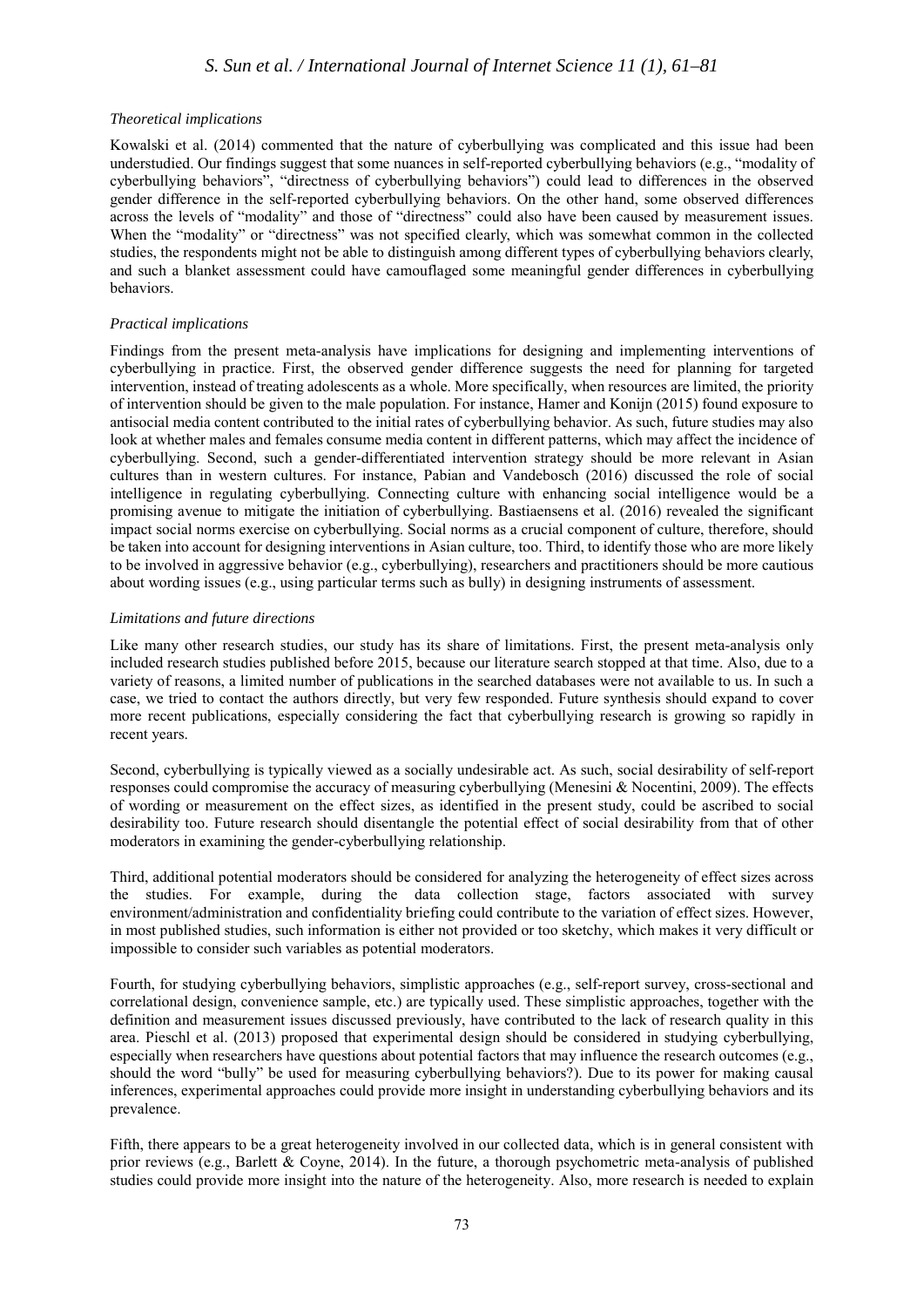### *Theoretical implications*

Kowalski et al. (2014) commented that the nature of cyberbullying was complicated and this issue had been understudied. Our findings suggest that some nuances in self-reported cyberbullying behaviors (e.g., "modality of cyberbullying behaviors", "directness of cyberbullying behaviors") could lead to differences in the observed gender difference in the self-reported cyberbullying behaviors. On the other hand, some observed differences across the levels of "modality" and those of "directness" could also have been caused by measurement issues. When the "modality" or "directness" was not specified clearly, which was somewhat common in the collected studies, the respondents might not be able to distinguish among different types of cyberbullying behaviors clearly, and such a blanket assessment could have camouflaged some meaningful gender differences in cyberbullying behaviors.

### *Practical implications*

Findings from the present meta-analysis have implications for designing and implementing interventions of cyberbullying in practice. First, the observed gender difference suggests the need for planning for targeted intervention, instead of treating adolescents as a whole. More specifically, when resources are limited, the priority of intervention should be given to the male population. For instance, Hamer and Konijn (2015) found exposure to antisocial media content contributed to the initial rates of cyberbullying behavior. As such, future studies may also look at whether males and females consume media content in different patterns, which may affect the incidence of cyberbullying. Second, such a gender-differentiated intervention strategy should be more relevant in Asian cultures than in western cultures. For instance, Pabian and Vandebosch (2016) discussed the role of social intelligence in regulating cyberbullying. Connecting culture with enhancing social intelligence would be a promising avenue to mitigate the initiation of cyberbullying. Bastiaensens et al. (2016) revealed the significant impact social norms exercise on cyberbullying. Social norms as a crucial component of culture, therefore, should be taken into account for designing interventions in Asian culture, too. Third, to identify those who are more likely to be involved in aggressive behavior (e.g., cyberbullying), researchers and practitioners should be more cautious about wording issues (e.g., using particular terms such as bully) in designing instruments of assessment.

### *Limitations and future directions*

Like many other research studies, our study has its share of limitations. First, the present meta-analysis only included research studies published before 2015, because our literature search stopped at that time. Also, due to a variety of reasons, a limited number of publications in the searched databases were not available to us. In such a case, we tried to contact the authors directly, but very few responded. Future synthesis should expand to cover more recent publications, especially considering the fact that cyberbullying research is growing so rapidly in recent years.

Second, cyberbullying is typically viewed as a socially undesirable act. As such, social desirability of self-report responses could compromise the accuracy of measuring cyberbullying (Menesini & Nocentini, 2009). The effects of wording or measurement on the effect sizes, as identified in the present study, could be ascribed to social desirability too. Future research should disentangle the potential effect of social desirability from that of other moderators in examining the gender-cyberbullying relationship.

Third, additional potential moderators should be considered for analyzing the heterogeneity of effect sizes across the studies. For example, during the data collection stage, factors associated with survey environment/administration and confidentiality briefing could contribute to the variation of effect sizes. However, in most published studies, such information is either not provided or too sketchy, which makes it very difficult or impossible to consider such variables as potential moderators.

Fourth, for studying cyberbullying behaviors, simplistic approaches (e.g., self-report survey, cross-sectional and correlational design, convenience sample, etc.) are typically used. These simplistic approaches, together with the definition and measurement issues discussed previously, have contributed to the lack of research quality in this area. Pieschl et al. (2013) proposed that experimental design should be considered in studying cyberbullying, especially when researchers have questions about potential factors that may influence the research outcomes (e.g., should the word "bully" be used for measuring cyberbullying behaviors?). Due to its power for making causal inferences, experimental approaches could provide more insight in understanding cyberbullying behaviors and its prevalence.

Fifth, there appears to be a great heterogeneity involved in our collected data, which is in general consistent with prior reviews (e.g., Barlett & Coyne, 2014). In the future, a thorough psychometric meta-analysis of published studies could provide more insight into the nature of the heterogeneity. Also, more research is needed to explain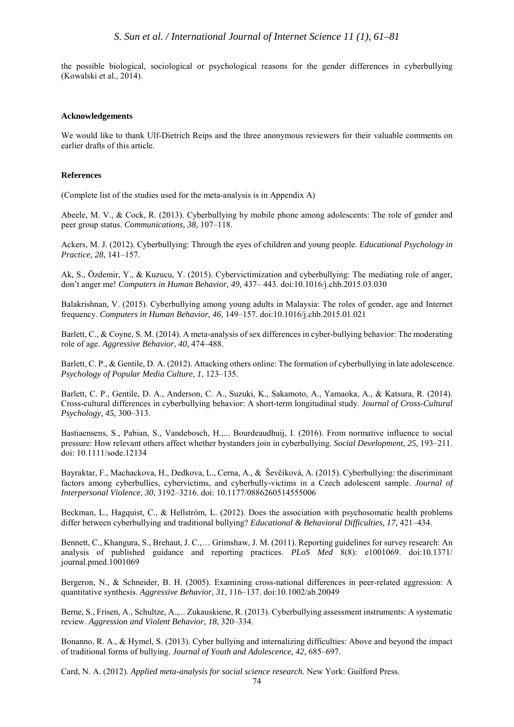the possible biological, sociological or psychological reasons for the gender differences in cyberbullying (Kowalski et al., 2014).

## Acknowledgements

We would like to thank Ulf-Dietrich Reips and the three anonymous reviewers for their valuable comments on earlier drafts of this article.

## References

(Complete list of the studies used for the meta-analysis is in Appendix A)

Abeele, M. V., & Cock, R. (2013). Cyberbullying by mobile phone among adolescents: The role of gender and peer group status. *Communications, 38,* 107–118.

Ackers, M. J. (2012). Cyberbullying: Through the eyes of children and young people. *Educational Psychology in Practice, 28,* 141–157.

Ak, S., Özdemir, Y., & Kuzucu, Y. (2015). Cybervictimization and cyberbullying: The mediating role of anger, don't anger me! *Computers in Human Behavior, 49,* 437– 443. doi:10.1016/j.chb.2015.03.030

Balakrishnan, V. (2015). Cyberbullying among young adults in Malaysia: The roles of gender, age and Internet frequency. *Computers in Human Behavior, 46,* 149–157. doi:10.1016/j.chb.2015.01.021

Barlett, C., & Coyne, S. M. (2014). A meta-analysis of sex differences in cyber-bullying behavior: The moderating role of age. *Aggressive Behavior, 40,* 474–488.

Barlett, C. P., & Gentile, D. A. (2012). Attacking others online: The formation of cyberbullying in late adolescence. *Psychology of Popular Media Culture, 1,* 123–135.

Barlett, C. P., Gentile, D. A., Anderson, C. A., Suzuki, K., Sakamoto, A., Yamaoka, A., & Katsura, R. (2014). Cross-cultural differences in cyberbullying behavior: A short-term longitudinal study. *Journal of Cross-Cultural Psychology, 45,* 300–313.

Bastiaensens, S., Pabian, S., Vandebosch, H.,... Bourdeaudhuij, I. (2016). From normative influence to social pressure: How relevant others affect whether bystanders join in cyberbullying. *Social Development, 25,* 193–211. doi: 10.1111/sode.12134

Bayraktar, F., Machackova, H., Dedkova, L., Cerna, A., & Ševčíková, A. (2015). Cyberbullying: the discriminant factors among cyberbullies, cybervictims, and cyberbully-victims in a Czech adolescent sample. *Journal of Interpersonal Violence, 30,* 3192–3216. doi: 10.1177/0886260514555006

Beckman, L., Hagquist, C., & Hellström, L. (2012). Does the association with psychosomatic health problems differ between cyberbullying and traditional bullying? *Educational & Behavioral Difficulties, 17,* 421–434.

Bennett, C., Khangura, S., Brehaut, J. C.,… Grimshaw, J. M. (2011). Reporting guidelines for survey research: An analysis of published guidance and reporting practices. *PLoS Med* 8(8): e1001069. doi:10.1371/ journal.pmed.1001069

Bergeron, N., & Schneider, B. H. (2005). Examining cross-national differences in peer-related aggression: A quantitative synthesis. *Aggressive Behavior, 31,* 116–137. doi:10.1002/ab.20049

Berne, S., Frisen, A., Schultze, A.,... Zukauskiene, R. (2013). Cyberbullying assessment instruments: A systematic review. *Aggression and Violent Behavior, 18*, 320–334.

Bonanno, R. A., & Hymel, S. (2013). Cyber bullying and internalizing difficulties: Above and beyond the impact of traditional forms of bullying. *Journal of Youth and Adolescence, 42,* 685–697.

Card, N. A. (2012). *Applied meta-analysis for social science research.* New York: Guilford Press.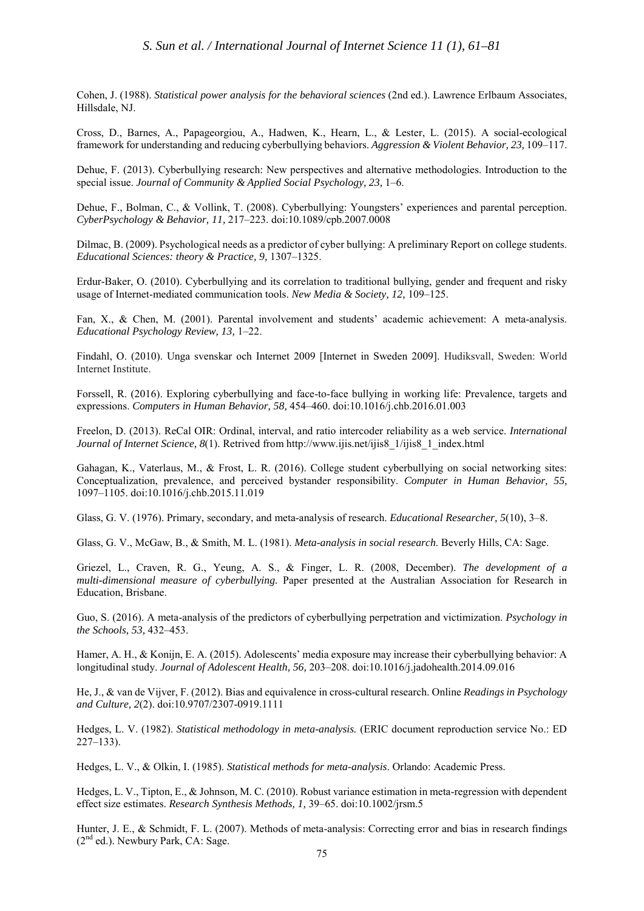Cohen, J. (1988). *Statistical power analysis for the behavioral sciences* (2nd ed.). Lawrence Erlbaum Associates, Hillsdale, NJ.

Cross, D., Barnes, A., Papageorgiou, A., Hadwen, K., Hearn, L., & Lester, L. (2015). A social-ecological framework for understanding and reducing cyberbullying behaviors. *Aggression & Violent Behavior, 23,* 109–117.

Dehue, F. (2013). Cyberbullying research: New perspectives and alternative methodologies. Introduction to the special issue. *Journal of Community & Applied Social Psychology, 23,* 1–6.

Dehue, F., Bolman, C., & Vollink, T. (2008). Cyberbullying: Youngsters' experiences and parental perception. *CyberPsychology & Behavior, 11,* 217–223. doi:10.1089/cpb.2007.0008

Dilmac, B. (2009). Psychological needs as a predictor of cyber bullying: A preliminary Report on college students. *Educational Sciences: theory & Practice, 9,* 1307–1325.

Erdur-Baker, O. (2010). Cyberbullying and its correlation to traditional bullying, gender and frequent and risky usage of Internet-mediated communication tools. *New Media & Society, 12,* 109–125.

Fan, X., & Chen, M. (2001). Parental involvement and students' academic achievement: A meta-analysis. *Educational Psychology Review, 13,* 1–22.

Findahl, O. (2010). Unga svenskar och Internet 2009 [Internet in Sweden 2009]. Hudiksvall, Sweden: World Internet Institute.

Forssell, R. (2016). Exploring cyberbullying and face-to-face bullying in working life: Prevalence, targets and expressions. *Computers in Human Behavior, 58,* 454–460. doi:10.1016/j.chb.2016.01.003

Freelon, D. (2013). ReCal OIR: Ordinal, interval, and ratio intercoder reliability as a web service. *International Journal of Internet Science, 8*(1). Retrived from http://www.ijis.net/ijis8_1/ijis8_1_index.html

Gahagan, K., Vaterlaus, M., & Frost, L. R. (2016). College student cyberbullying on social networking sites: Conceptualization, prevalence, and perceived bystander responsibility. *Computer in Human Behavior, 55,* 1097–1105. doi:10.1016/j.chb.2015.11.019

Glass, G. V. (1976). Primary, secondary, and meta-analysis of research. *Educational Researcher, 5*(10), 3–8.

Glass, G. V., McGaw, B., & Smith, M. L. (1981). *Meta-analysis in social research*. Beverly Hills, CA: Sage.

Griezel, L., Craven, R. G., Yeung, A. S., & Finger, L. R. (2008, December). *The development of a multi-dimensional measure of cyberbullying.* Paper presented at the Australian Association for Research in Education, Brisbane.

Guo, S. (2016). A meta-analysis of the predictors of cyberbullying perpetration and victimization. *Psychology in the Schools, 53,* 432–453.

Hamer, A. H., & Konijn, E. A. (2015). Adolescents' media exposure may increase their cyberbullying behavior: A longitudinal study. *Journal of Adolescent Health, 56,* 203–208. doi:10.1016/j.jadohealth.2014.09.016

He, J., & van de Vijver, F. (2012). Bias and equivalence in cross-cultural research. Online *Readings in Psychology and Culture, 2*(2). doi:10.9707/2307-0919.1111

Hedges, L. V. (1982). *Statistical methodology in meta-analysis.* (ERIC document reproduction service No.: ED 227–133).

Hedges, L. V., & Olkin, I. (1985). *Statistical methods for meta-analysis*. Orlando: Academic Press.

Hedges, L. V., Tipton, E., & Johnson, M. C. (2010). Robust variance estimation in meta-regression with dependent effect size estimates. *Research Synthesis Methods, 1,* 39–65. doi:10.1002/jrsm.5

Hunter, J. E., & Schmidt, F. L. (2007). Methods of meta-analysis: Correcting error and bias in research findings (2nd ed.). Newbury Park, CA: Sage.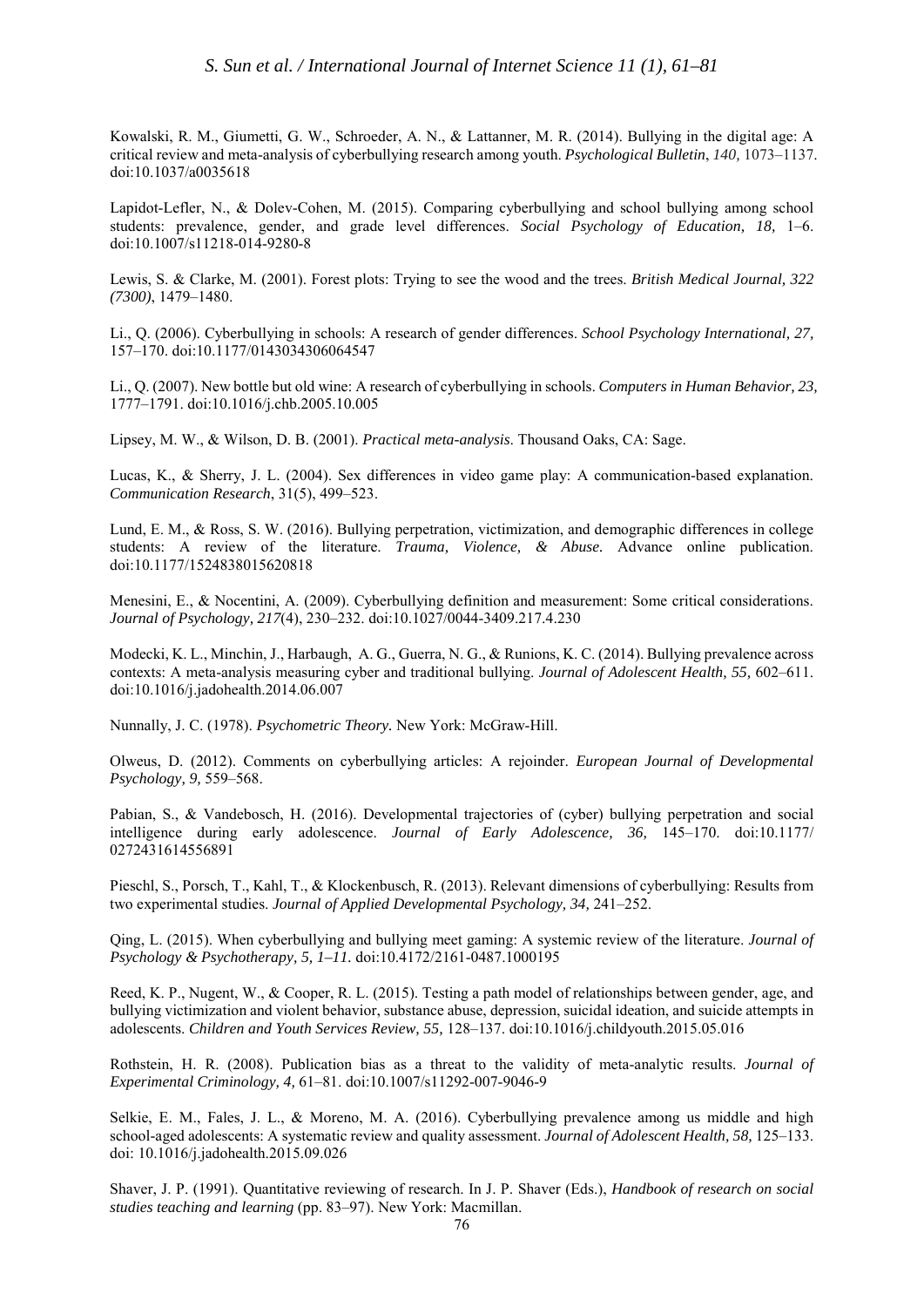Kowalski, R. M., Giumetti, G. W., Schroeder, A. N., & Lattanner, M. R. (2014). Bullying in the digital age: A critical review and meta-analysis of cyberbullying research among youth. *Psychological Bulletin*, *140,* 1073–1137. doi:10.1037/a0035618

Lapidot-Lefler, N., & Dolev-Cohen, M. (2015). Comparing cyberbullying and school bullying among school students: prevalence, gender, and grade level differences. *Social Psychology of Education, 18,* 1–6. doi:10.1007/s11218-014-9280-8

Lewis, S. & Clarke, M. (2001). Forest plots: Trying to see the wood and the trees. *British Medical Journal, 322 (7300)*, 1479–1480.

Li., Q. (2006). Cyberbullying in schools: A research of gender differences. *School Psychology International, 27,* 157–170. doi:10.1177/0143034306064547

Li., Q. (2007). New bottle but old wine: A research of cyberbullying in schools. *Computers in Human Behavior, 23,* 1777–1791. doi:10.1016/j.chb.2005.10.005

Lipsey, M. W., & Wilson, D. B. (2001). *Practical meta-analysis*. Thousand Oaks, CA: Sage.

Lucas, K., & Sherry, J. L. (2004). Sex differences in video game play: A communication-based explanation. *Communication Research*, 31(5), 499–523.

Lund, E. M., & Ross, S. W. (2016). Bullying perpetration, victimization, and demographic differences in college students: A review of the literature. *Trauma, Violence, & Abuse.* Advance online publication. doi:10.1177/1524838015620818

Menesini, E., & Nocentini, A. (2009). Cyberbullying definition and measurement: Some critical considerations. *Journal of Psychology, 217*(4), 230–232. doi:10.1027/0044-3409.217.4.230

Modecki, K. L., Minchin, J., Harbaugh, A. G., Guerra, N. G., & Runions, K. C. (2014). Bullying prevalence across contexts: A meta-analysis measuring cyber and traditional bullying. *Journal of Adolescent Health, 55,* 602–611. doi:10.1016/j.jadohealth.2014.06.007

Nunnally, J. C. (1978). *Psychometric Theory.* New York: McGraw-Hill.

Olweus, D. (2012). Comments on cyberbullying articles: A rejoinder. *European Journal of Developmental Psychology, 9,* 559–568.

Pabian, S., & Vandebosch, H. (2016). Developmental trajectories of (cyber) bullying perpetration and social intelligence during early adolescence. *Journal of Early Adolescence, 36,* 145–170. doi:10.1177/ 0272431614556891

Pieschl, S., Porsch, T., Kahl, T., & Klockenbusch, R. (2013). Relevant dimensions of cyberbullying: Results from two experimental studies. *Journal of Applied Developmental Psychology, 34,* 241–252.

Qing, L. (2015). When cyberbullying and bullying meet gaming: A systemic review of the literature. *Journal of Psychology & Psychotherapy, 5, 1–11.* doi:10.4172/2161-0487.1000195

Reed, K. P., Nugent, W., & Cooper, R. L. (2015). Testing a path model of relationships between gender, age, and bullying victimization and violent behavior, substance abuse, depression, suicidal ideation, and suicide attempts in adolescents. *Children and Youth Services Review, 55,* 128–137. doi:10.1016/j.childyouth.2015.05.016

Rothstein, H. R. (2008). Publication bias as a threat to the validity of meta-analytic results. *Journal of Experimental Criminology, 4,* 61–81. doi:10.1007/s11292-007-9046-9

Selkie, E. M., Fales, J. L., & Moreno, M. A. (2016). Cyberbullying prevalence among us middle and high school-aged adolescents: A systematic review and quality assessment. *Journal of Adolescent Health, 58,* 125–133. doi: 10.1016/j.jadohealth.2015.09.026

Shaver, J. P. (1991). Quantitative reviewing of research. In J. P. Shaver (Eds.), *Handbook of research on social studies teaching and learning* (pp. 83–97). New York: Macmillan.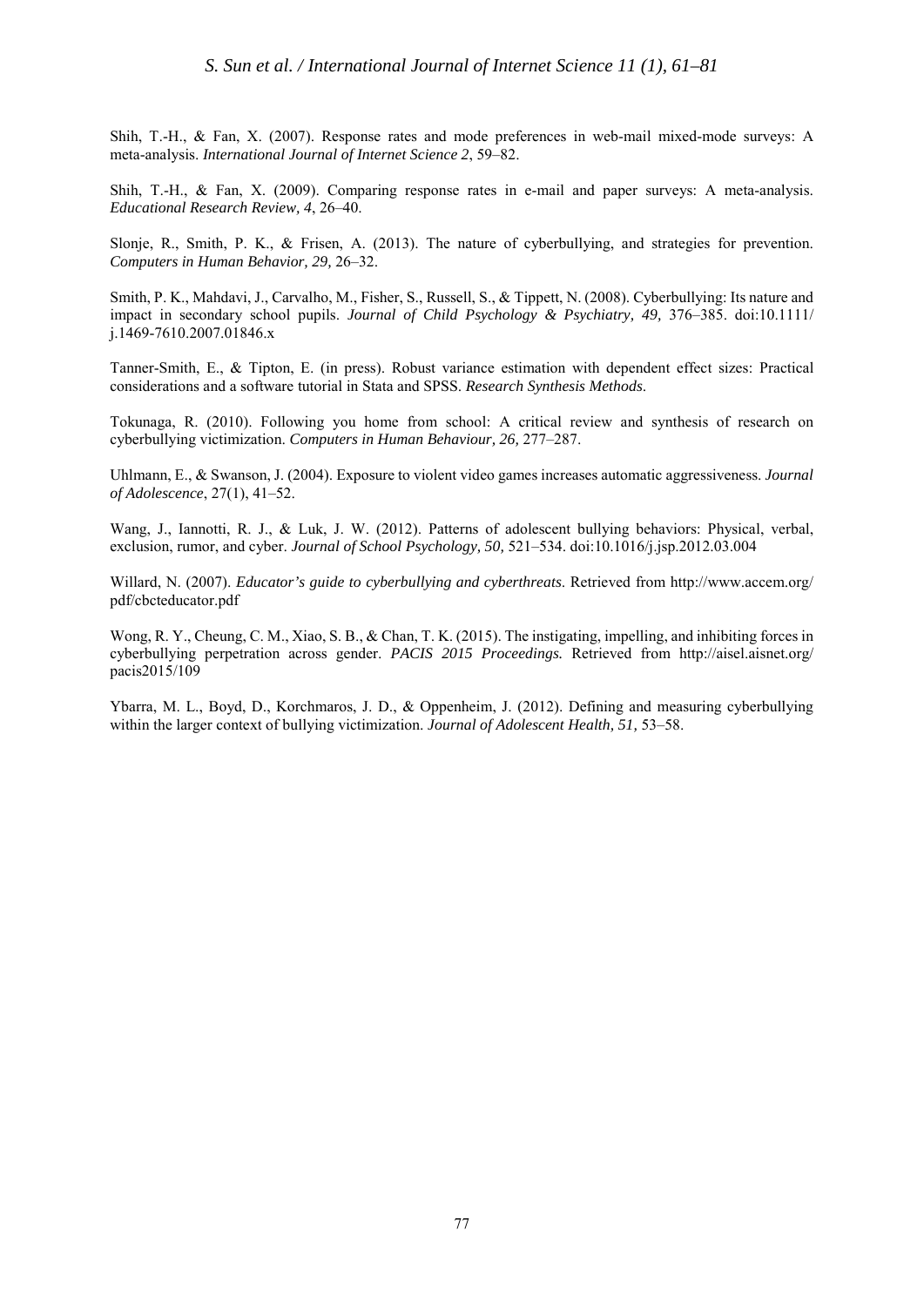Shih, T.-H., & Fan, X. (2007). Response rates and mode preferences in web-mail mixed-mode surveys: A meta-analysis. *International Journal of Internet Science 2*, 59–82.

Shih, T.-H., & Fan, X. (2009). Comparing response rates in e-mail and paper surveys: A meta-analysis. *Educational Research Review, 4*, 26–40.

Slonje, R., Smith, P. K., & Frisen, A. (2013). The nature of cyberbullying, and strategies for prevention. *Computers in Human Behavior, 29,* 26–32.

Smith, P. K., Mahdavi, J., Carvalho, M., Fisher, S., Russell, S., & Tippett, N. (2008). Cyberbullying: Its nature and impact in secondary school pupils. *Journal of Child Psychology & Psychiatry, 49,* 376–385. doi:10.1111/j.1469-7610.2007.01846.x

Tanner-Smith, E., & Tipton, E. (in press). Robust variance estimation with dependent effect sizes: Practical considerations and a software tutorial in Stata and SPSS. *Research Synthesis Methods*.

Tokunaga, R. (2010). Following you home from school: A critical review and synthesis of research on cyberbullying victimization. *Computers in Human Behaviour, 26,* 277–287.

Uhlmann, E., & Swanson, J. (2004). Exposure to violent video games increases automatic aggressiveness. *Journal of Adolescence*, 27(1), 41–52.

Wang, J., Iannotti, R. J., & Luk, J. W. (2012). Patterns of adolescent bullying behaviors: Physical, verbal, exclusion, rumor, and cyber. *Journal of School Psychology, 50,* 521–534. doi:10.1016/j.jsp.2012.03.004

Willard, N. (2007). *Educator's guide to cyberbullying and cyberthreats*. Retrieved from http://www.accem.org/pdf/cbcteducator.pdf

Wong, R. Y., Cheung, C. M., Xiao, S. B., & Chan, T. K. (2015). The instigating, impelling, and inhibiting forces in cyberbullying perpetration across gender. *PACIS 2015 Proceedings.* Retrieved from http://aisel.aisnet.org/pacis2015/109

Ybarra, M. L., Boyd, D., Korchmaros, J. D., & Oppenheim, J. (2012). Defining and measuring cyberbullying within the larger context of bullying victimization. *Journal of Adolescent Health, 51,* 53–58.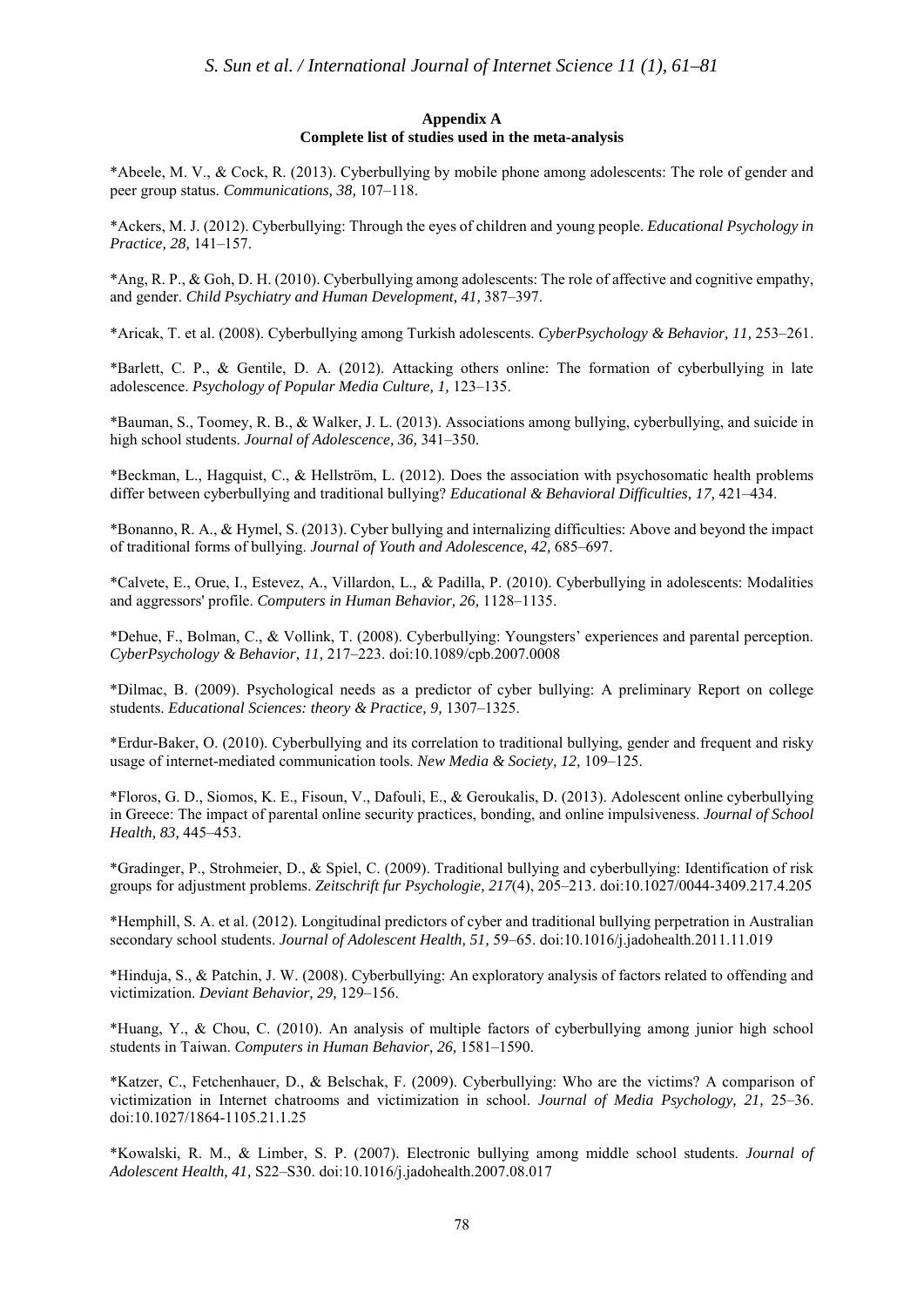**Appendix A**
**Complete list of studies used in the meta-analysis**

*Abeele, M. V., & Cock, R. (2013). Cyberbullying by mobile phone among adolescents: The role of gender and peer group status. *Communications, 38,* 107–118.

*Ackers, M. J. (2012). Cyberbullying: Through the eyes of children and young people. *Educational Psychology in Practice, 28,* 141–157.

*Ang, R. P., & Goh, D. H. (2010). Cyberbullying among adolescents: The role of affective and cognitive empathy, and gender. *Child Psychiatry and Human Development, 41,* 387–397.

*Aricak, T. et al. (2008). Cyberbullying among Turkish adolescents. *CyberPsychology & Behavior, 11,* 253–261.

*Barlett, C. P., & Gentile, D. A. (2012). Attacking others online: The formation of cyberbullying in late adolescence. *Psychology of Popular Media Culture, 1,* 123–135.

*Bauman, S., Toomey, R. B., & Walker, J. L. (2013). Associations among bullying, cyberbullying, and suicide in high school students. *Journal of Adolescence, 36,* 341–350.

*Beckman, L., Hagquist, C., & Hellström, L. (2012). Does the association with psychosomatic health problems differ between cyberbullying and traditional bullying? *Educational & Behavioral Difficulties, 17,* 421–434.

*Bonanno, R. A., & Hymel, S. (2013). Cyber bullying and internalizing difficulties: Above and beyond the impact of traditional forms of bullying. *Journal of Youth and Adolescence, 42,* 685–697.

*Calvete, E., Orue, I., Estevez, A., Villardon, L., & Padilla, P. (2010). Cyberbullying in adolescents: Modalities and aggressors' profile. *Computers in Human Behavior, 26,* 1128–1135.

*Dehue, F., Bolman, C., & Vollink, T. (2008). Cyberbullying: Youngsters' experiences and parental perception. *CyberPsychology & Behavior, 11,* 217–223. doi:10.1089/cpb.2007.0008

*Dilmac, B. (2009). Psychological needs as a predictor of cyber bullying: A preliminary Report on college students. *Educational Sciences: theory & Practice, 9,* 1307–1325.

*Erdur-Baker, O. (2010). Cyberbullying and its correlation to traditional bullying, gender and frequent and risky usage of internet-mediated communication tools. *New Media & Society, 12,* 109–125.

*Floros, G. D., Siomos, K. E., Fisoun, V., Dafouli, E., & Geroukalis, D. (2013). Adolescent online cyberbullying in Greece: The impact of parental online security practices, bonding, and online impulsiveness. *Journal of School Health, 83,* 445–453.

*Gradinger, P., Strohmeier, D., & Spiel, C. (2009). Traditional bullying and cyberbullying: Identification of risk groups for adjustment problems. *Zeitschrift fur Psychologie, 217*(4), 205–213. doi:10.1027/0044-3409.217.4.205

*Hemphill, S. A. et al. (2012). Longitudinal predictors of cyber and traditional bullying perpetration in Australian secondary school students. *Journal of Adolescent Health, 51,* 59–65. doi:10.1016/j.jadohealth.2011.11.019

*Hinduja, S., & Patchin, J. W. (2008). Cyberbullying: An exploratory analysis of factors related to offending and victimization. *Deviant Behavior, 29,* 129–156.

*Huang, Y., & Chou, C. (2010). An analysis of multiple factors of cyberbullying among junior high school students in Taiwan. *Computers in Human Behavior, 26,* 1581–1590.

*Katzer, C., Fetchenhauer, D., & Belschak, F. (2009). Cyberbullying: Who are the victims? A comparison of victimization in Internet chatrooms and victimization in school. *Journal of Media Psychology, 21,* 25–36. doi:10.1027/1864-1105.21.1.25

*Kowalski, R. M., & Limber, S. P. (2007). Electronic bullying among middle school students. *Journal of Adolescent Health, 41,* S22–S30. doi:10.1016/j.jadohealth.2007.08.017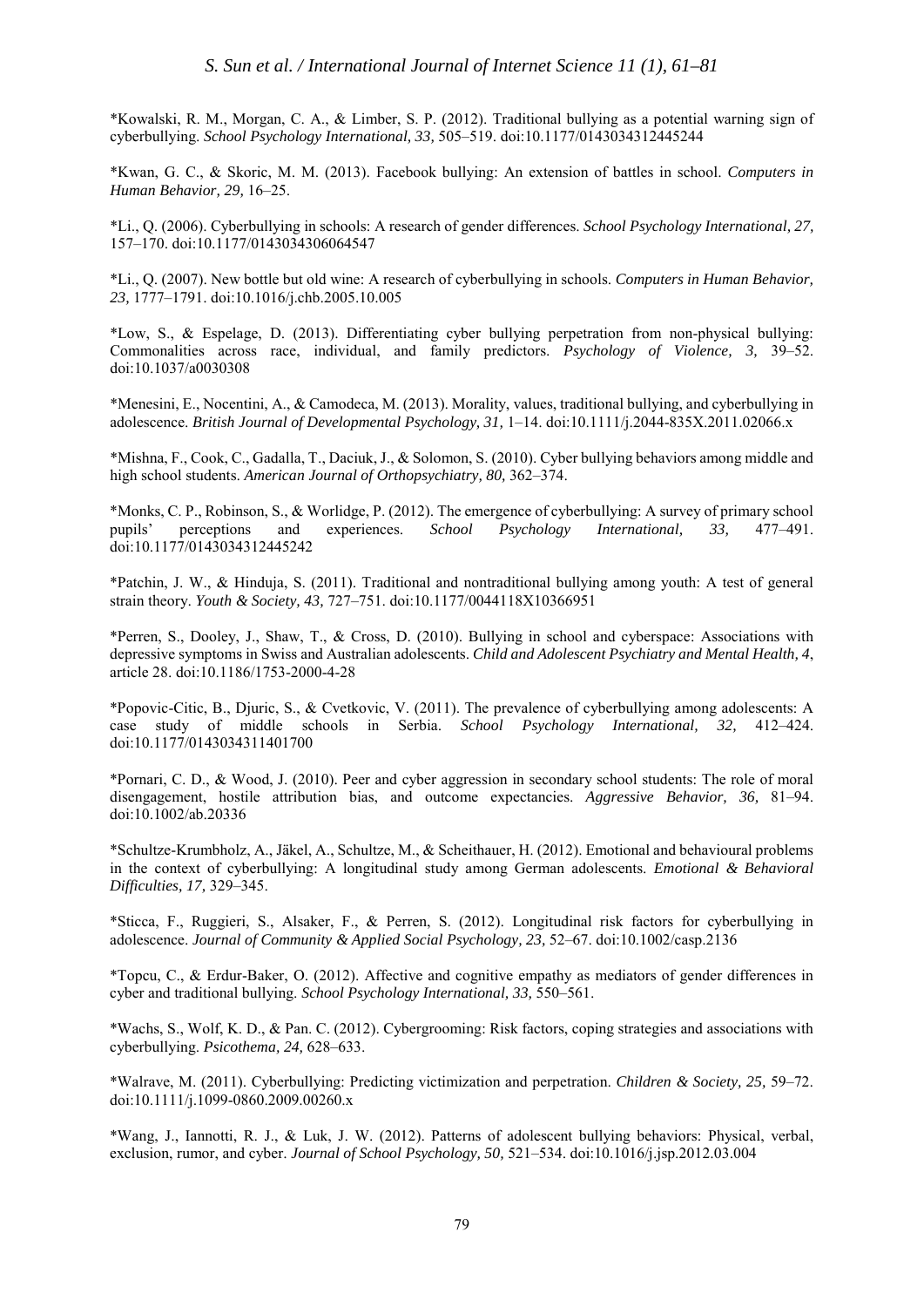*Kowalski, R. M., Morgan, C. A., & Limber, S. P. (2012). Traditional bullying as a potential warning sign of cyberbullying. *School Psychology International, 33,* 505–519. doi:10.1177/0143034312445244

*Kwan, G. C., & Skoric, M. M. (2013). Facebook bullying: An extension of battles in school. *Computers in Human Behavior, 29,* 16–25.

*Li., Q. (2006). Cyberbullying in schools: A research of gender differences. *School Psychology International, 27,* 157–170. doi:10.1177/0143034306064547

*Li., Q. (2007). New bottle but old wine: A research of cyberbullying in schools. *Computers in Human Behavior, 23,* 1777–1791. doi:10.1016/j.chb.2005.10.005

*Low, S., & Espelage, D. (2013). Differentiating cyber bullying perpetration from non-physical bullying: Commonalities across race, individual, and family predictors. *Psychology of Violence, 3,* 39–52. doi:10.1037/a0030308

*Menesini, E., Nocentini, A., & Camodeca, M. (2013). Morality, values, traditional bullying, and cyberbullying in adolescence. *British Journal of Developmental Psychology, 31,* 1–14. doi:10.1111/j.2044-835X.2011.02066.x

*Mishna, F., Cook, C., Gadalla, T., Daciuk, J., & Solomon, S. (2010). Cyber bullying behaviors among middle and high school students. *American Journal of Orthopsychiatry, 80,* 362–374.

*Monks, C. P., Robinson, S., & Worlidge, P. (2012). The emergence of cyberbullying: A survey of primary school pupils' perceptions and experiences. *School Psychology International, 33,* 477–491. doi:10.1177/0143034312445242

*Patchin, J. W., & Hinduja, S. (2011). Traditional and nontraditional bullying among youth: A test of general strain theory. *Youth & Society, 43,* 727–751. doi:10.1177/0044118X10366951

*Perren, S., Dooley, J., Shaw, T., & Cross, D. (2010). Bullying in school and cyberspace: Associations with depressive symptoms in Swiss and Australian adolescents. *Child and Adolescent Psychiatry and Mental Health, 4*, article 28. doi:10.1186/1753-2000-4-28

*Popovic-Citic, B., Djuric, S., & Cvetkovic, V. (2011). The prevalence of cyberbullying among adolescents: A case study of middle schools in Serbia. *School Psychology International, 32,* 412–424. doi:10.1177/0143034311401700

*Pornari, C. D., & Wood, J. (2010). Peer and cyber aggression in secondary school students: The role of moral disengagement, hostile attribution bias, and outcome expectancies. *Aggressive Behavior, 36,* 81–94. doi:10.1002/ab.20336

*Schultze-Krumbholz, A., Jäkel, A., Schultze, M., & Scheithauer, H. (2012). Emotional and behavioural problems in the context of cyberbullying: A longitudinal study among German adolescents. *Emotional & Behavioral Difficulties, 17,* 329–345.

*Sticca, F., Ruggieri, S., Alsaker, F., & Perren, S. (2012). Longitudinal risk factors for cyberbullying in adolescence. *Journal of Community & Applied Social Psychology, 23,* 52–67. doi:10.1002/casp.2136

*Topcu, C., & Erdur-Baker, O. (2012). Affective and cognitive empathy as mediators of gender differences in cyber and traditional bullying. *School Psychology International, 33,* 550–561.

*Wachs, S., Wolf, K. D., & Pan. C. (2012). Cybergrooming: Risk factors, coping strategies and associations with cyberbullying. *Psicothema, 24,* 628–633.

*Walrave, M. (2011). Cyberbullying: Predicting victimization and perpetration. *Children & Society, 25,* 59–72. doi:10.1111/j.1099-0860.2009.00260.x

*Wang, J., Iannotti, R. J., & Luk, J. W. (2012). Patterns of adolescent bullying behaviors: Physical, verbal, exclusion, rumor, and cyber. *Journal of School Psychology, 50,* 521–534. doi:10.1016/j.jsp.2012.03.004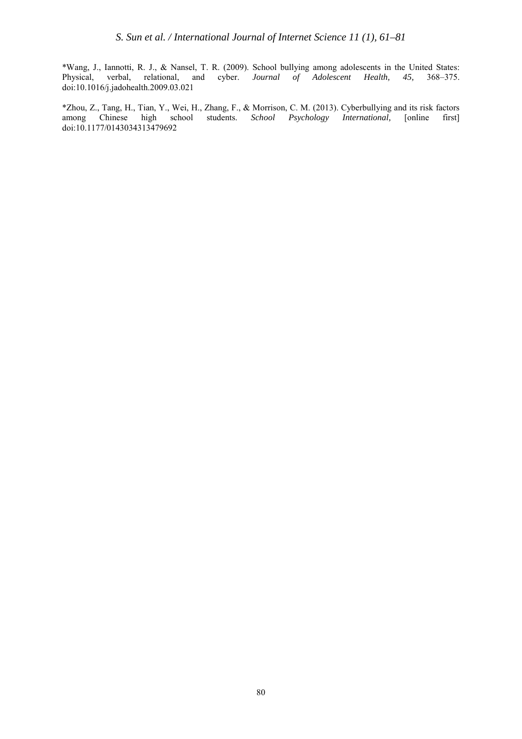*Wang, J., Iannotti, R. J., & Nansel, T. R. (2009). School bullying among adolescents in the United States: Physical, verbal, relational, and cyber. *Journal of Adolescent Health, 45,* 368–375. doi:10.1016/j.jadohealth.2009.03.021

*Zhou, Z., Tang, H., Tian, Y., Wei, H., Zhang, F., & Morrison, C. M. (2013). Cyberbullying and its risk factors among Chinese high school students. *School Psychology International,* [online first] doi:10.1177/0143034313479692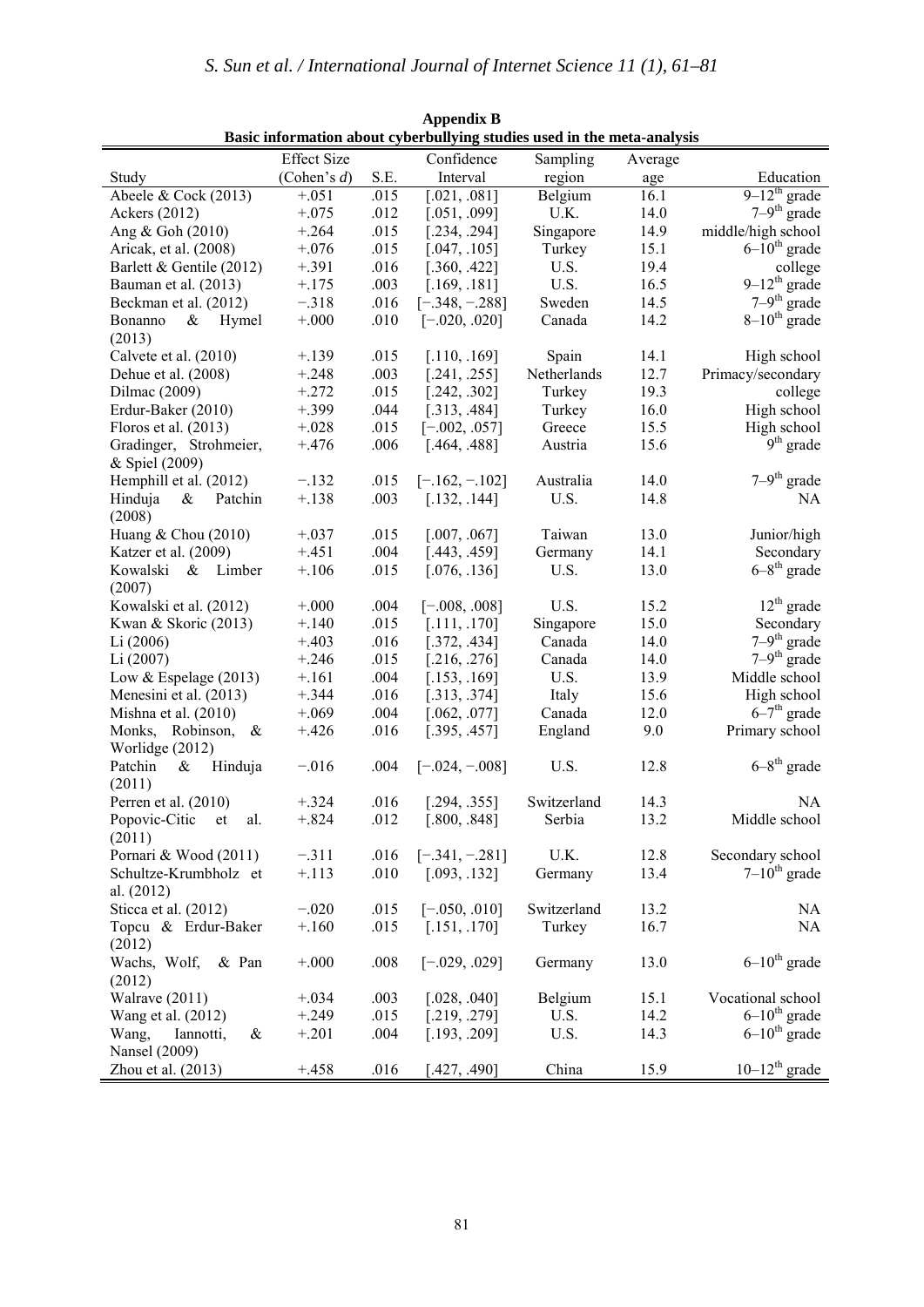**Appendix B**

**Basic information about cyberbullying studies used in the meta-analysis**

| Study | Effect Size (Cohen's *d*) | S.E. | Confidence Interval | Sampling region | Average age | Education |
|---|---|---|---|---|---|---|
| Abeele & Cock (2013) | +.051 | .015 | [.021, .081] | Belgium | 16.1 | 9–12th grade |
| Ackers (2012) | +.075 | .012 | [.051, .099] | U.K. | 14.0 | 7–9th grade |
| Ang & Goh (2010) | +.264 | .015 | [.234, .294] | Singapore | 14.9 | middle/high school |
| Aricak, et al. (2008) | +.076 | .015 | [.047, .105] | Turkey | 15.1 | 6–10th grade |
| Barlett & Gentile (2012) | +.391 | .016 | [.360, .422] | U.S. | 19.4 | college |
| Bauman et al. (2013) | +.175 | .003 | [.169, .181] | U.S. | 16.5 | 9–12th grade |
| Beckman et al. (2012) | −.318 | .016 | [−.348, −.288] | Sweden | 14.5 | 7–9th grade |
| Bonanno & Hymel (2013) | +.000 | .010 | [−.020, .020] | Canada | 14.2 | 8–10th grade |
| Calvete et al. (2010) | +.139 | .015 | [.110, .169] | Spain | 14.1 | High school |
| Dehue et al. (2008) | +.248 | .003 | [.241, .255] | Netherlands | 12.7 | Primacy/secondary |
| Dilmac (2009) | +.272 | .015 | [.242, .302] | Turkey | 19.3 | college |
| Erdur-Baker (2010) | +.399 | .044 | [.313, .484] | Turkey | 16.0 | High school |
| Floros et al. (2013) | +.028 | .015 | [−.002, .057] | Greece | 15.5 | High school |
| Gradinger, Strohmeier, & Spiel (2009) | +.476 | .006 | [.464, .488] | Austria | 15.6 | 9th grade |
| Hemphill et al. (2012) | −.132 | .015 | [−.162, −.102] | Australia | 14.0 | 7–9th grade |
| Hinduja & Patchin (2008) | +.138 | .003 | [.132, .144] | U.S. | 14.8 | NA |
| Huang & Chou (2010) | +.037 | .015 | [.007, .067] | Taiwan | 13.0 | Junior/high |
| Katzer et al. (2009) | +.451 | .004 | [.443, .459] | Germany | 14.1 | Secondary |
| Kowalski & Limber (2007) | +.106 | .015 | [.076, .136] | U.S. | 13.0 | 6–8th grade |
| Kowalski et al. (2012) | +.000 | .004 | [−.008, .008] | U.S. | 15.2 | 12th grade |
| Kwan & Skoric (2013) | +.140 | .015 | [.111, .170] | Singapore | 15.0 | Secondary |
| Li (2006) | +.403 | .016 | [.372, .434] | Canada | 14.0 | 7–9th grade |
| Li (2007) | +.246 | .015 | [.216, .276] | Canada | 14.0 | 7–9th grade |
| Low & Espelage (2013) | +.161 | .004 | [.153, .169] | U.S. | 13.9 | Middle school |
| Menesini et al. (2013) | +.344 | .016 | [.313, .374] | Italy | 15.6 | High school |
| Mishna et al. (2010) | +.069 | .004 | [.062, .077] | Canada | 12.0 | 6–7th grade |
| Monks, Robinson, & Worlidge (2012) | +.426 | .016 | [.395, .457] | England | 9.0 | Primary school |
| Patchin & Hinduja (2011) | −.016 | .004 | [−.024, −.008] | U.S. | 12.8 | 6–8th grade |
| Perren et al. (2010) | +.324 | .016 | [.294, .355] | Switzerland | 14.3 | NA |
| Popovic-Citic et al. (2011) | +.824 | .012 | [.800, .848] | Serbia | 13.2 | Middle school |
| Pornari & Wood (2011) | −.311 | .016 | [−.341, −.281] | U.K. | 12.8 | Secondary school |
| Schultze-Krumbholz et al. (2012) | +.113 | .010 | [.093, .132] | Germany | 13.4 | 7–10th grade |
| Sticca et al. (2012) | −.020 | .015 | [−.050, .010] | Switzerland | 13.2 | NA |
| Topcu & Erdur-Baker (2012) | +.160 | .015 | [.151, .170] | Turkey | 16.7 | NA |
| Wachs, Wolf, & Pan (2012) | +.000 | .008 | [−.029, .029] | Germany | 13.0 | 6–10th grade |
| Walrave (2011) | +.034 | .003 | [.028, .040] | Belgium | 15.1 | Vocational school |
| Wang et al. (2012) | +.249 | .015 | [.219, .279] | U.S. | 14.2 | 6–10th grade |
| Wang, Iannotti, & Nansel (2009) | +.201 | .004 | [.193, .209] | U.S. | 14.3 | 6–10th grade |
| Zhou et al. (2013) | +.458 | .016 | [.427, .490] | China | 15.9 | 10–12th grade |